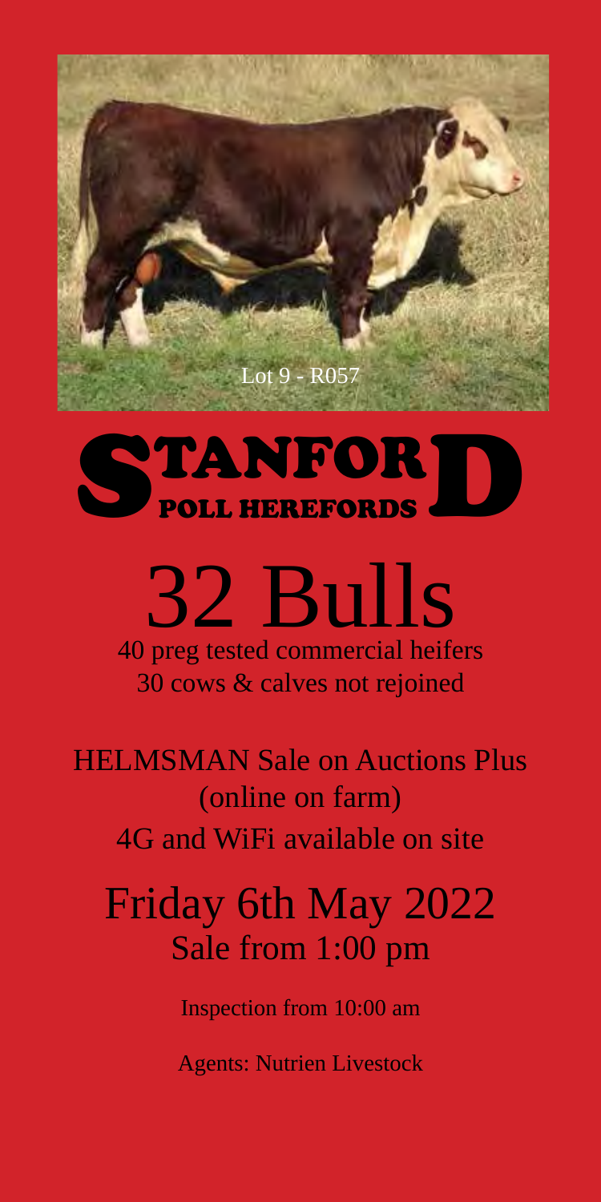Lot 9 - R057

# STANFORD

## POLL HEREFORDS

# 32 Bulls

40 preg tested commercial heifers

30 cows & calves not rejoined

HELMSMAN Sale on Auctions Plus

(online on farm)

4G and WiFi available on site

## Friday 6th May 2022

Sale from 1:00 pm

Inspection from 10:00 am

Agents: Nutrien Livestock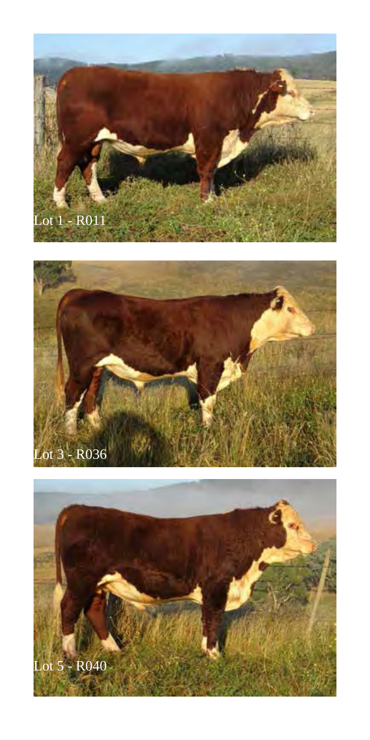Lot 1 - R011

Lot 3 - R036

Lot 5 - R040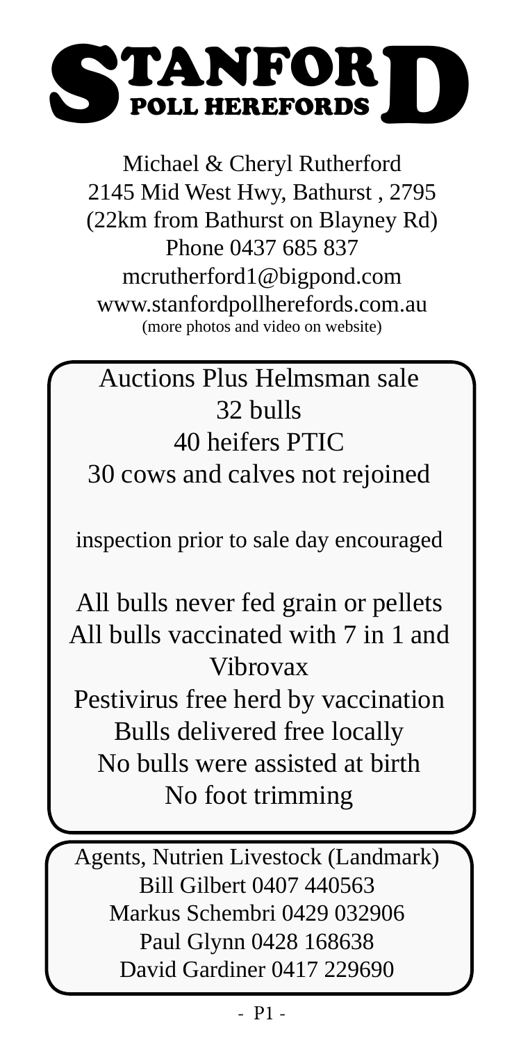# STANFORD
## POLL HEREFORDS

Michael & Cheryl Rutherford
2145 Mid West Hwy, Bathurst , 2795
(22km from Bathurst on Blayney Rd)
Phone 0437 685 837
mcrutherford1@bigpond.com
www.stanfordpollherefords.com.au
(more photos and video on website)

Auctions Plus Helmsman sale
32 bulls
40 heifers PTIC
30 cows and calves not rejoined

inspection prior to sale day encouraged

All bulls never fed grain or pellets
All bulls vaccinated with 7 in 1 and Vibrovax
Pestivirus free herd by vaccination
Bulls delivered free locally
No bulls were assisted at birth
No foot trimming

Agents, Nutrien Livestock (Landmark)
Bill Gilbert 0407 440563
Markus Schembri 0429 032906
Paul Glynn 0428 168638
David Gardiner 0417 229690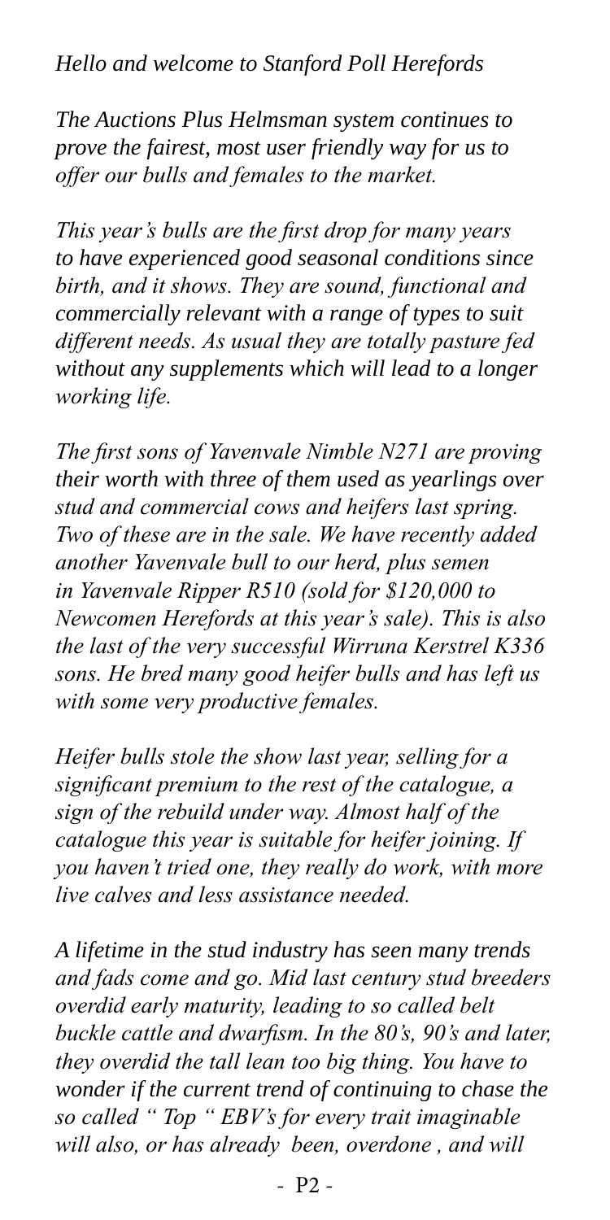*Hello and welcome to Stanford Poll Herefords*

*The Auctions Plus Helmsman system continues to prove the fairest, most user friendly way for us to offer our bulls and females to the market.*

*This year's bulls are the first drop for many years to have experienced good seasonal conditions since birth, and it shows. They are sound, functional and commercially relevant with a range of types to suit different needs. As usual they are totally pasture fed without any supplements which will lead to a longer working life.*

*The first sons of Yavenvale Nimble N271 are proving their worth with three of them used as yearlings over stud and commercial cows and heifers last spring. Two of these are in the sale. We have recently added another Yavenvale bull to our herd, plus semen in Yavenvale Ripper R510 (sold for $120,000 to Newcomen Herefords at this year's sale). This is also the last of the very successful Wirruna Kerstrel K336 sons. He bred many good heifer bulls and has left us with some very productive females.*

*Heifer bulls stole the show last year, selling for a significant premium to the rest of the catalogue, a sign of the rebuild under way. Almost half of the catalogue this year is suitable for heifer joining. If you haven't tried one, they really do work, with more live calves and less assistance needed.*

*A lifetime in the stud industry has seen many trends and fads come and go. Mid last century stud breeders overdid early maturity, leading to so called belt buckle cattle and dwarfism. In the 80's, 90's and later, they overdid the tall lean too big thing. You have to wonder if the current trend of continuing to chase the so called " Top " EBV's for every trait imaginable will also, or has already been, overdone , and will*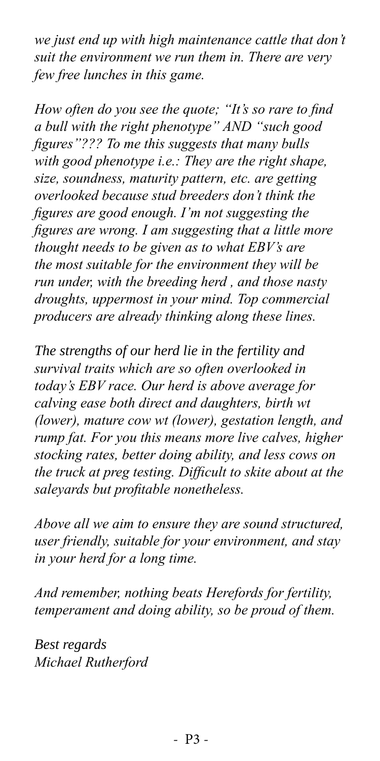*we just end up with high maintenance cattle that don't suit the environment we run them in. There are very few free lunches in this game.*

*How often do you see the quote; "It's so rare to find a bull with the right phenotype" AND "such good figures"??? To me this suggests that many bulls with good phenotype i.e.: They are the right shape, size, soundness, maturity pattern, etc. are getting overlooked because stud breeders don't think the figures are good enough. I'm not suggesting the figures are wrong. I am suggesting that a little more thought needs to be given as to what EBV's are the most suitable for the environment they will be run under, with the breeding herd , and those nasty droughts, uppermost in your mind. Top commercial producers are already thinking along these lines.*

*The strengths of our herd lie in the fertility and survival traits which are so often overlooked in today's EBV race. Our herd is above average for calving ease both direct and daughters, birth wt (lower), mature cow wt (lower), gestation length, and rump fat. For you this means more live calves, higher stocking rates, better doing ability, and less cows on the truck at preg testing. Difficult to skite about at the saleyards but profitable nonetheless.*

*Above all we aim to ensure they are sound structured, user friendly, suitable for your environment, and stay in your herd for a long time.*

*And remember, nothing beats Herefords for fertility, temperament and doing ability, so be proud of them.*

*Best regards*
*Michael Rutherford*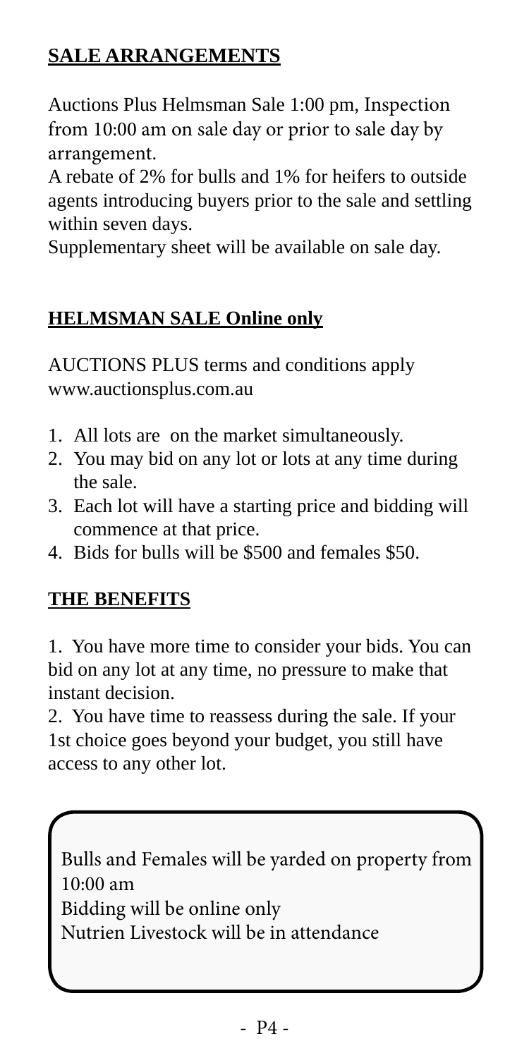## SALE ARRANGEMENTS

Auctions Plus Helmsman Sale 1:00 pm, Inspection from 10:00 am on sale day or prior to sale day by arrangement.
A rebate of 2% for bulls and 1% for heifers to outside agents introducing buyers prior to the sale and settling within seven days.
Supplementary sheet will be available on sale day.

## HELMSMAN SALE Online only

AUCTIONS PLUS terms and conditions apply
www.auctionsplus.com.au

1. All lots are on the market simultaneously.
2. You may bid on any lot or lots at any time during the sale.
3. Each lot will have a starting price and bidding will commence at that price.
4. Bids for bulls will be $500 and females $50.

## THE BENEFITS

1. You have more time to consider your bids. You can bid on any lot at any time, no pressure to make that instant decision.

2. You have time to reassess during the sale. If your 1st choice goes beyond your budget, you still have access to any other lot.

Bulls and Females will be yarded on property from 10:00 am
Bidding will be online only
Nutrien Livestock will be in attendance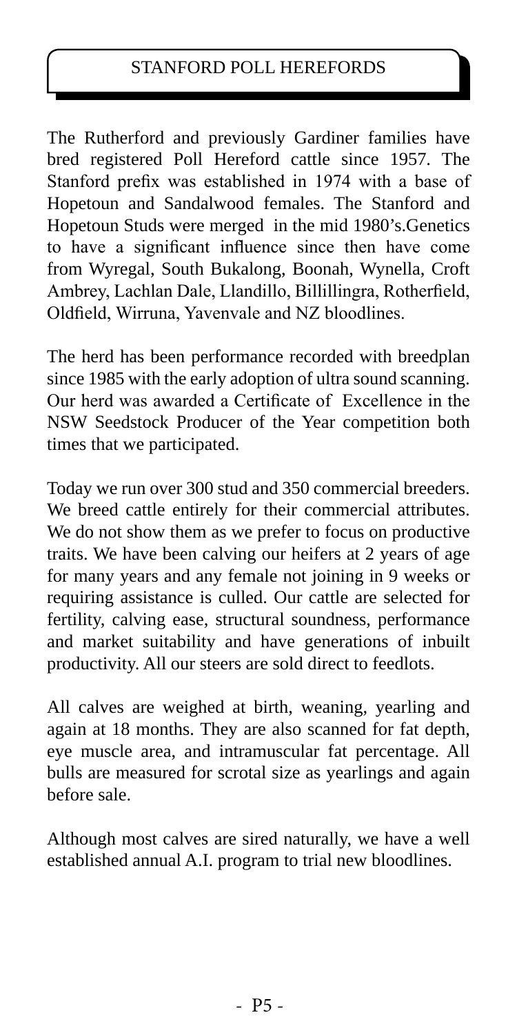## STANFORD POLL HEREFORDS

The Rutherford and previously Gardiner families have bred registered Poll Hereford cattle since 1957. The Stanford prefix was established in 1974 with a base of Hopetoun and Sandalwood females. The Stanford and Hopetoun Studs were merged in the mid 1980's.Genetics to have a significant influence since then have come from Wyregal, South Bukalong, Boonah, Wynella, Croft Ambrey, Lachlan Dale, Llandillo, Billillingra, Rotherfield, Oldfield, Wirruna, Yavenvale and NZ bloodlines.

The herd has been performance recorded with breedplan since 1985 with the early adoption of ultra sound scanning. Our herd was awarded a Certificate of Excellence in the NSW Seedstock Producer of the Year competition both times that we participated.

Today we run over 300 stud and 350 commercial breeders. We breed cattle entirely for their commercial attributes. We do not show them as we prefer to focus on productive traits. We have been calving our heifers at 2 years of age for many years and any female not joining in 9 weeks or requiring assistance is culled. Our cattle are selected for fertility, calving ease, structural soundness, performance and market suitability and have generations of inbuilt productivity. All our steers are sold direct to feedlots.

All calves are weighed at birth, weaning, yearling and again at 18 months. They are also scanned for fat depth, eye muscle area, and intramuscular fat percentage. All bulls are measured for scrotal size as yearlings and again before sale.

Although most calves are sired naturally, we have a well established annual A.I. program to trial new bloodlines.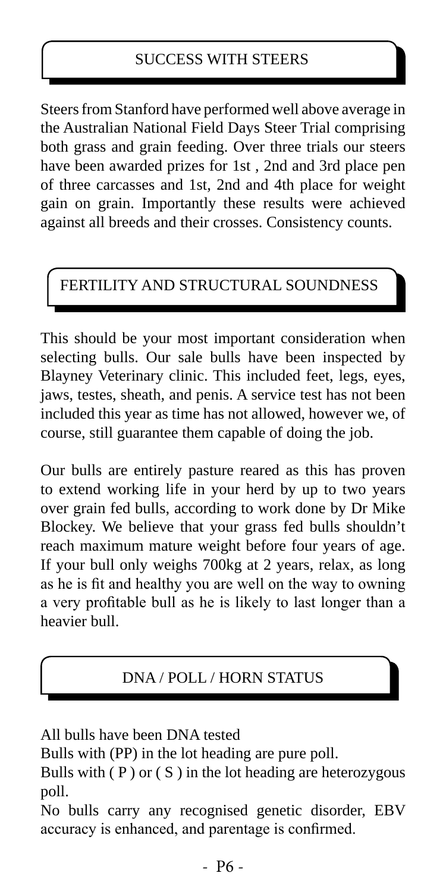## SUCCESS WITH STEERS

Steers from Stanford have performed well above average in the Australian National Field Days Steer Trial comprising both grass and grain feeding. Over three trials our steers have been awarded prizes for 1st , 2nd and 3rd place pen of three carcasses and 1st, 2nd and 4th place for weight gain on grain. Importantly these results were achieved against all breeds and their crosses. Consistency counts.

## FERTILITY AND STRUCTURAL SOUNDNESS

This should be your most important consideration when selecting bulls. Our sale bulls have been inspected by Blayney Veterinary clinic. This included feet, legs, eyes, jaws, testes, sheath, and penis. A service test has not been included this year as time has not allowed, however we, of course, still guarantee them capable of doing the job.

Our bulls are entirely pasture reared as this has proven to extend working life in your herd by up to two years over grain fed bulls, according to work done by Dr Mike Blockey. We believe that your grass fed bulls shouldn't reach maximum mature weight before four years of age. If your bull only weighs 700kg at 2 years, relax, as long as he is fit and healthy you are well on the way to owning a very profitable bull as he is likely to last longer than a heavier bull.

## DNA / POLL / HORN STATUS

All bulls have been DNA tested

Bulls with (PP) in the lot heading are pure poll.

Bulls with ( P ) or ( S ) in the lot heading are heterozygous poll.

No bulls carry any recognised genetic disorder, EBV accuracy is enhanced, and parentage is confirmed.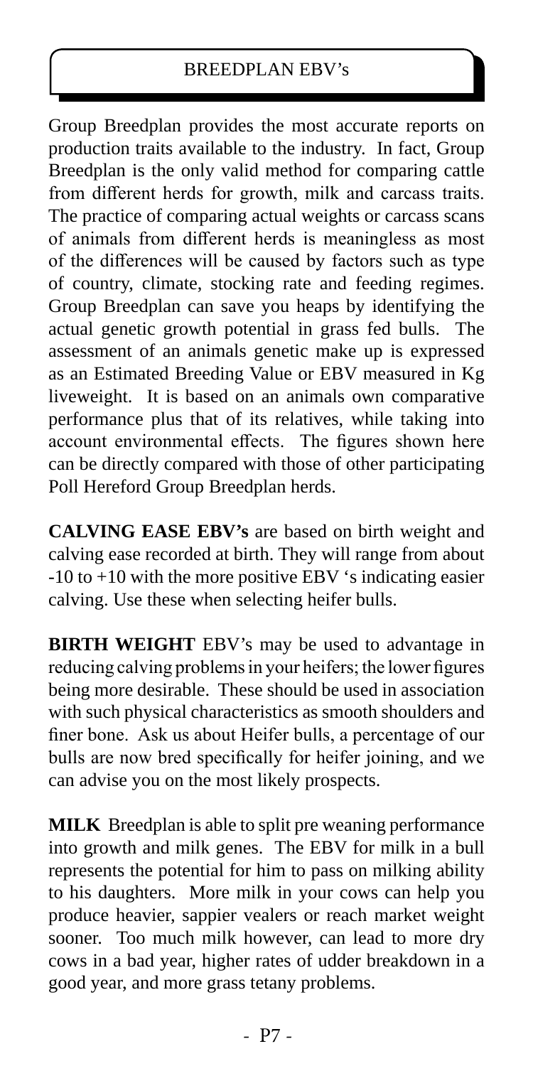## BREEDPLAN EBV's

Group Breedplan provides the most accurate reports on production traits available to the industry. In fact, Group Breedplan is the only valid method for comparing cattle from different herds for growth, milk and carcass traits. The practice of comparing actual weights or carcass scans of animals from different herds is meaningless as most of the differences will be caused by factors such as type of country, climate, stocking rate and feeding regimes. Group Breedplan can save you heaps by identifying the actual genetic growth potential in grass fed bulls. The assessment of an animals genetic make up is expressed as an Estimated Breeding Value or EBV measured in Kg liveweight. It is based on an animals own comparative performance plus that of its relatives, while taking into account environmental effects. The figures shown here can be directly compared with those of other participating Poll Hereford Group Breedplan herds.

**CALVING EASE EBV's** are based on birth weight and calving ease recorded at birth. They will range from about -10 to +10 with the more positive EBV 's indicating easier calving. Use these when selecting heifer bulls.

**BIRTH WEIGHT** EBV's may be used to advantage in reducing calving problems in your heifers; the lower figures being more desirable. These should be used in association with such physical characteristics as smooth shoulders and finer bone. Ask us about Heifer bulls, a percentage of our bulls are now bred specifically for heifer joining, and we can advise you on the most likely prospects.

**MILK** Breedplan is able to split pre weaning performance into growth and milk genes. The EBV for milk in a bull represents the potential for him to pass on milking ability to his daughters. More milk in your cows can help you produce heavier, sappier vealers or reach market weight sooner. Too much milk however, can lead to more dry cows in a bad year, higher rates of udder breakdown in a good year, and more grass tetany problems.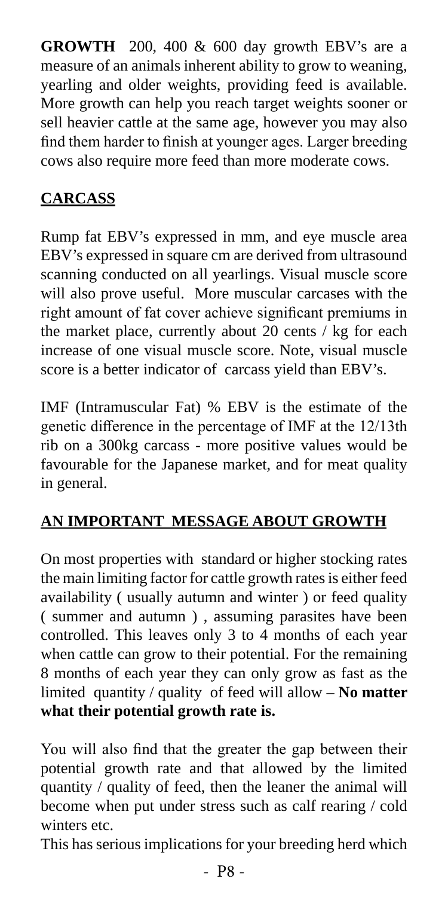**GROWTH** 200, 400 & 600 day growth EBV's are a measure of an animals inherent ability to grow to weaning, yearling and older weights, providing feed is available. More growth can help you reach target weights sooner or sell heavier cattle at the same age, however you may also find them harder to finish at younger ages. Larger breeding cows also require more feed than more moderate cows.

## CARCASS

Rump fat EBV's expressed in mm, and eye muscle area EBV's expressed in square cm are derived from ultrasound scanning conducted on all yearlings. Visual muscle score will also prove useful. More muscular carcases with the right amount of fat cover achieve significant premiums in the market place, currently about 20 cents / kg for each increase of one visual muscle score. Note, visual muscle score is a better indicator of carcass yield than EBV's.

IMF (Intramuscular Fat) % EBV is the estimate of the genetic difference in the percentage of IMF at the 12/13th rib on a 300kg carcass - more positive values would be favourable for the Japanese market, and for meat quality in general.

## AN IMPORTANT MESSAGE ABOUT GROWTH

On most properties with standard or higher stocking rates the main limiting factor for cattle growth rates is either feed availability ( usually autumn and winter ) or feed quality ( summer and autumn ) , assuming parasites have been controlled. This leaves only 3 to 4 months of each year when cattle can grow to their potential. For the remaining 8 months of each year they can only grow as fast as the limited quantity / quality of feed will allow – **No matter what their potential growth rate is.**

You will also find that the greater the gap between their potential growth rate and that allowed by the limited quantity / quality of feed, then the leaner the animal will become when put under stress such as calf rearing / cold winters etc.

This has serious implications for your breeding herd which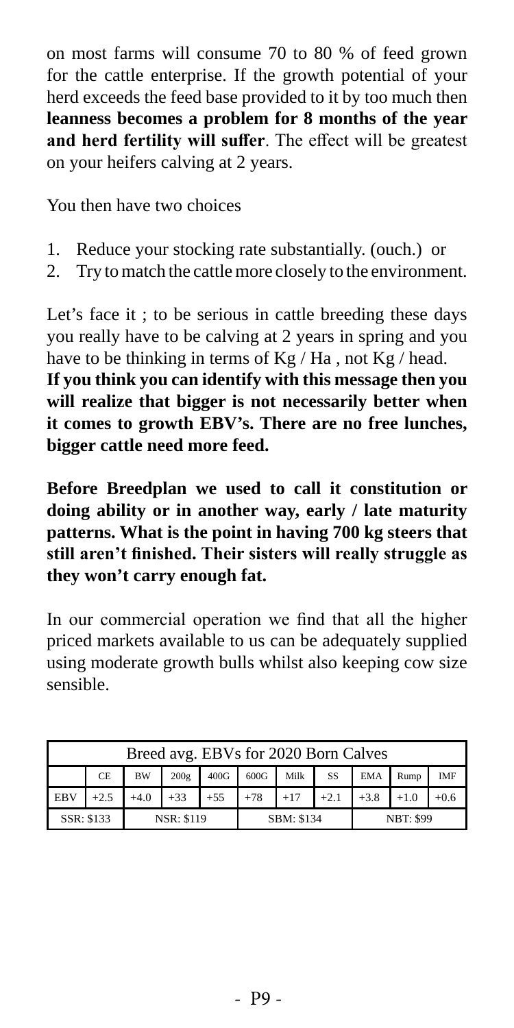on most farms will consume 70 to 80 % of feed grown for the cattle enterprise. If the growth potential of your herd exceeds the feed base provided to it by too much then **leanness becomes a problem for 8 months of the year and herd fertility will suffer**. The effect will be greatest on your heifers calving at 2 years.

You then have two choices

1. Reduce your stocking rate substantially. (ouch.) or
2. Try to match the cattle more closely to the environment.

Let's face it ; to be serious in cattle breeding these days you really have to be calving at 2 years in spring and you have to be thinking in terms of Kg / Ha , not Kg / head.
**If you think you can identify with this message then you will realize that bigger is not necessarily better when it comes to growth EBV's. There are no free lunches, bigger cattle need more feed.**

**Before Breedplan we used to call it constitution or doing ability or in another way, early / late maturity patterns. What is the point in having 700 kg steers that still aren't finished. Their sisters will really struggle as they won't carry enough fat.**

In our commercial operation we find that all the higher priced markets available to us can be adequately supplied using moderate growth bulls whilst also keeping cow size sensible.

| Breed avg. EBVs for 2020 Born Calves | | | | | | | | | | |
|---|---|---|---|---|---|---|---|---|---|---|
| | CE | BW | 200g | 400G | 600G | Milk | SS | EMA | Rump | IMF |
| EBV | +2.5 | +4.0 | +33 | +55 | +78 | +17 | +2.1 | +3.8 | +1.0 | +0.6 |
| SSR: $133 | | NSR: $119 | | | SBM: $134 | | | NBT: $99 | | |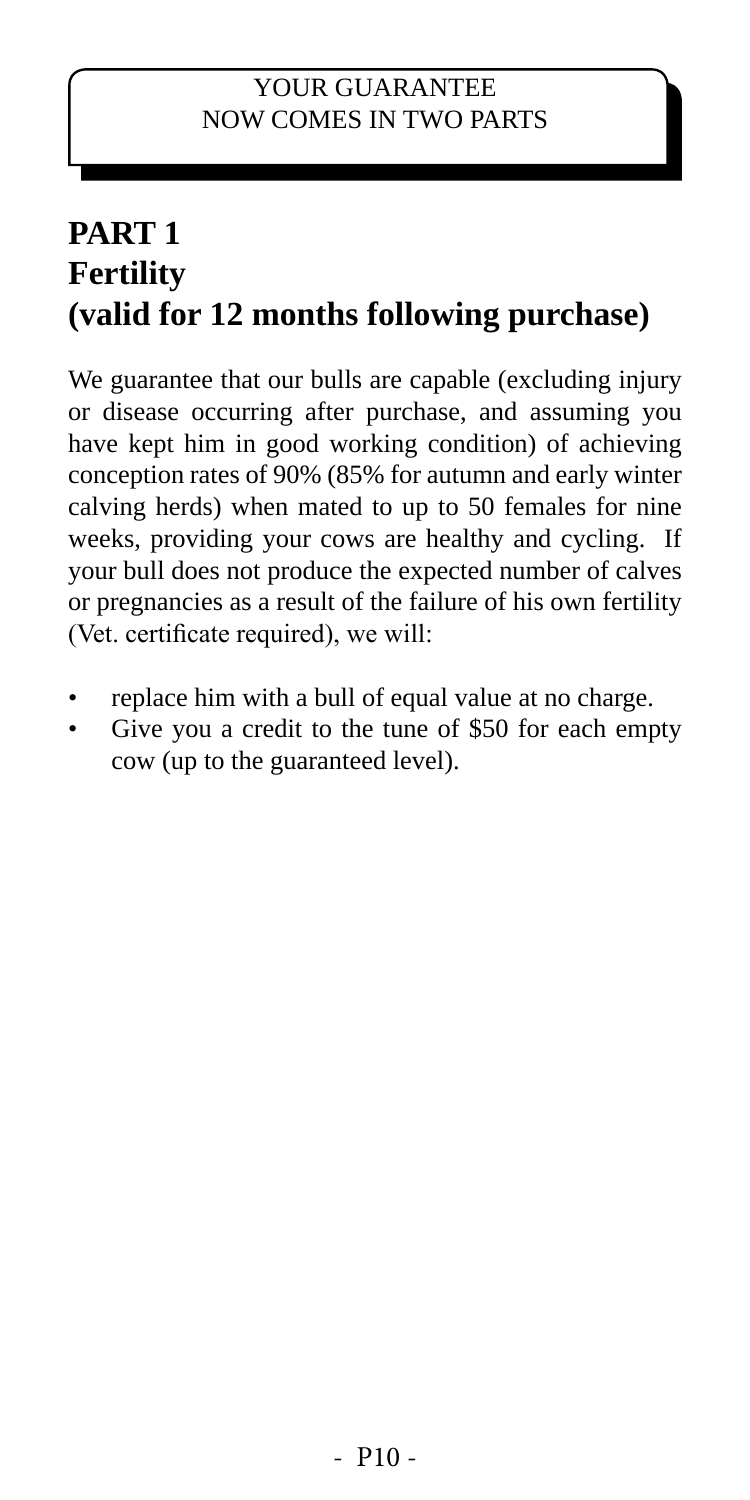YOUR GUARANTEE
NOW COMES IN TWO PARTS

## PART 1
## Fertility
## (valid for 12 months following purchase)

We guarantee that our bulls are capable (excluding injury or disease occurring after purchase, and assuming you have kept him in good working condition) of achieving conception rates of 90% (85% for autumn and early winter calving herds) when mated to up to 50 females for nine weeks, providing your cows are healthy and cycling. If your bull does not produce the expected number of calves or pregnancies as a result of the failure of his own fertility (Vet. certificate required), we will:

- replace him with a bull of equal value at no charge.
- Give you a credit to the tune of $50 for each empty cow (up to the guaranteed level).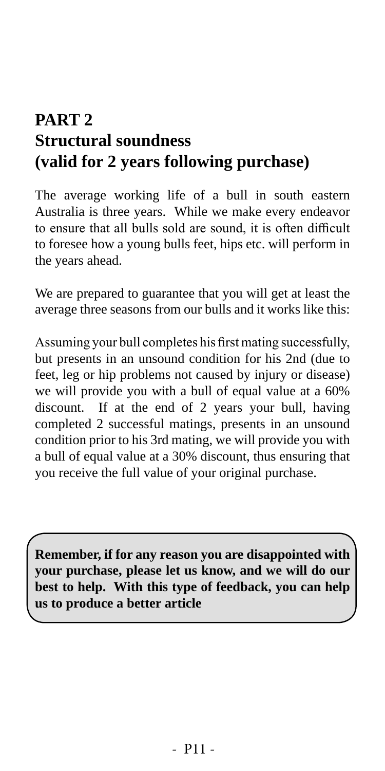# PART 2
# Structural soundness
# (valid for 2 years following purchase)

The average working life of a bull in south eastern Australia is three years. While we make every endeavor to ensure that all bulls sold are sound, it is often difficult to foresee how a young bulls feet, hips etc. will perform in the years ahead.

We are prepared to guarantee that you will get at least the average three seasons from our bulls and it works like this:

Assuming your bull completes his first mating successfully, but presents in an unsound condition for his 2nd (due to feet, leg or hip problems not caused by injury or disease) we will provide you with a bull of equal value at a 60% discount. If at the end of 2 years your bull, having completed 2 successful matings, presents in an unsound condition prior to his 3rd mating, we will provide you with a bull of equal value at a 30% discount, thus ensuring that you receive the full value of your original purchase.

**Remember, if for any reason you are disappointed with your purchase, please let us know, and we will do our best to help. With this type of feedback, you can help us to produce a better article**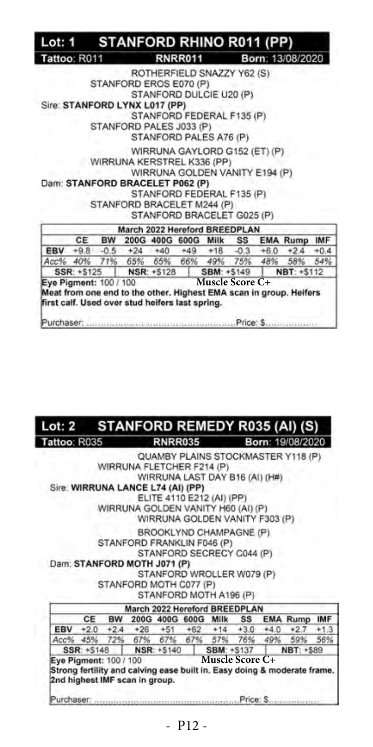## Lot: 1 STANFORD RHINO R011 (PP)

**Tattoo:** R011 **RNRR011** **Born:** 13/08/2020

ROTHERFIELD SNAZZY Y62 (S)
STANFORD EROS E070 (P)
STANFORD DULCIE U20 (P)
Sire: **STANFORD LYNX L017 (PP)**
STANFORD FEDERAL F135 (P)
STANFORD PALES J033 (P)
STANFORD PALES A76 (P)
WIRRUNA GAYLORD G152 (ET) (P)
WIRRUNA KERSTREL K336 (PP)
WIRRUNA GOLDEN VANITY E194 (P)
Dam: **STANFORD BRACELET P062 (P)**
STANFORD FEDERAL F135 (P)
STANFORD BRACELET M244 (P)
STANFORD BRACELET G025 (P)

| March 2022 Hereford BREEDPLAN | | | | | | | | | | |
|---|---|---|---|---|---|---|---|---|---|---|
| | CE | BW | 200G | 400G | 600G | Milk | SS | EMA | Rump | IMF |
| EBV | +9.8 | -0.5 | +24 | +40 | +49 | +18 | -0.3 | +6.0 | +2.4 | +0.4 |
| Acc% | 40% | 71% | 65% | 65% | 66% | 49% | 75% | 48% | 58% | 54% |
| SSR: +$125 | | | NSR: +$128 | | | SBM: +$149 | | | NBT: +$112 | |

**Eye Pigment:** 100 / 100 **Muscle Score C+**

**Meat from one end to the other. Highest EMA scan in group. Heifers first calf. Used over stud heifers last spring.**

Purchaser: ........................................ Price: $..............

## Lot: 2 STANFORD REMEDY R035 (AI) (S)

**Tattoo:** R035 **RNRR035** **Born:** 19/08/2020

QUAMBY PLAINS STOCKMASTER Y118 (P)
WIRRUNA FLETCHER F214 (P)
WIRRUNA LAST DAY B16 (AI) (H#)
Sire: **WIRRUNA LANCE L74 (AI) (PP)**
ELITE 4110 E212 (AI) (PP)
WIRRUNA GOLDEN VANITY H60 (AI) (P)
WIRRUNA GOLDEN VANITY F303 (P)
BROOKLYND CHAMPAGNE (P)
STANFORD FRANKLIN F046 (P)
STANFORD SECRECY C044 (P)
Dam: **STANFORD MOTH J071 (P)**
STANFORD WROLLER W079 (P)
STANFORD MOTH C077 (P)
STANFORD MOTH A196 (P)

| March 2022 Hereford BREEDPLAN | | | | | | | | | | |
|---|---|---|---|---|---|---|---|---|---|---|
| | CE | BW | 200G | 400G | 600G | Milk | SS | EMA | Rump | IMF |
| EBV | +2.0 | +2.4 | +26 | +51 | +62 | +14 | +3.0 | +4.0 | +2.7 | +1.3 |
| Acc% | 45% | 72% | 67% | 67% | 67% | 57% | 76% | 49% | 59% | 56% |
| SSR: +$148 | | | NSR: +$140 | | | SBM: +$137 | | | NBT: +$89 | |

**Eye Pigment:** 100 / 100 **Muscle Score C+**

**Strong fertility and calving ease built in. Easy doing & moderate frame. 2nd highest IMF scan in group.**

Purchaser: ........................................ Price: $..............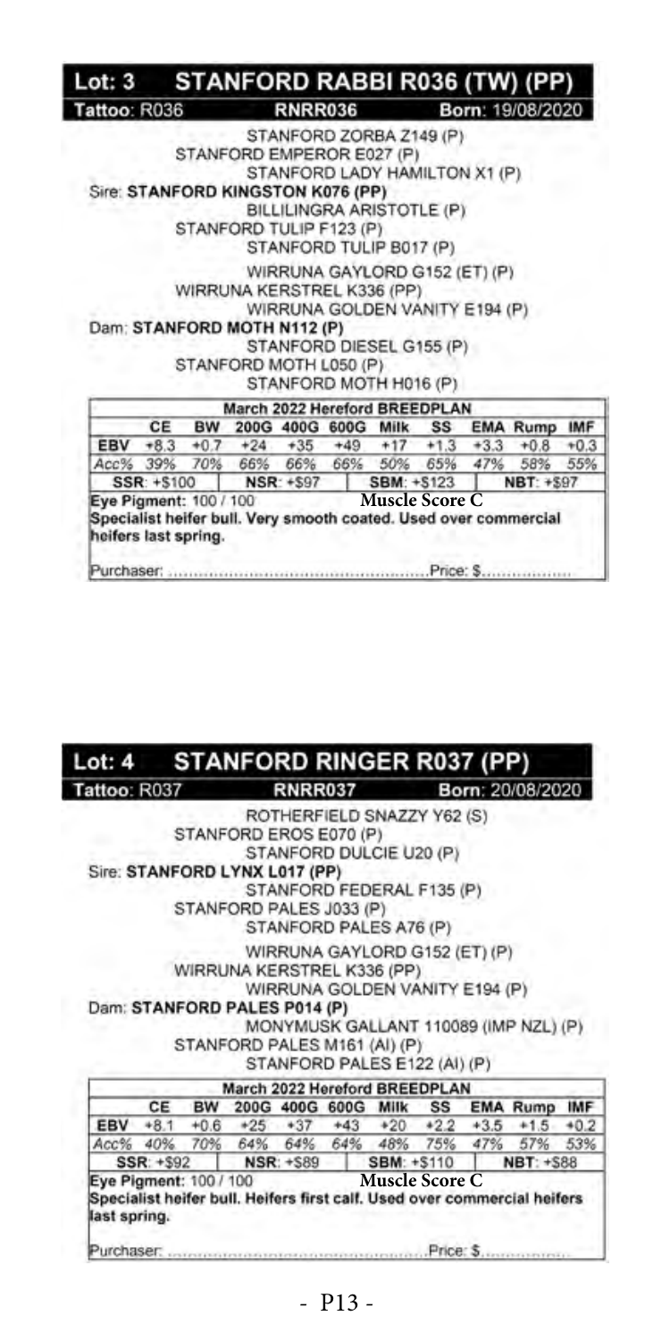## Lot: 3 STANFORD RABBI R036 (TW) (PP)

**Tattoo:** R036 **RNRR036** **Born:** 19/08/2020

STANFORD ZORBA Z149 (P)
STANFORD EMPEROR E027 (P)
STANFORD LADY HAMILTON X1 (P)
Sire: **STANFORD KINGSTON K076 (PP)**
BILLILINGRA ARISTOTLE (P)
STANFORD TULIP F123 (P)
STANFORD TULIP B017 (P)

WIRRUNA GAYLORD G152 (ET) (P)
WIRRUNA KERSTREL K336 (PP)
WIRRUNA GOLDEN VANITY E194 (P)
Dam: **STANFORD MOTH N112 (P)**
STANFORD DIESEL G155 (P)
STANFORD MOTH L050 (P)
STANFORD MOTH H016 (P)

| March 2022 Hereford BREEDPLAN | | | | | | | | | | |
|---|---|---|---|---|---|---|---|---|---|---|
| | CE | BW | 200G | 400G | 600G | Milk | SS | EMA | Rump | IMF |
| EBV | +8.3 | +0.7 | +24 | +35 | +49 | +17 | +1.3 | +3.3 | +0.8 | +0.3 |
| Acc% | 39% | 70% | 66% | 66% | 66% | 50% | 65% | 47% | 58% | 55% |

| SSR: +$100 | NSR: +$97 | SBM: +$123 | NBT: +$97 |
|---|---|---|---|

**Eye Pigment:** 100 / 100 **Muscle Score C**
Specialist heifer bull. Very smooth coated. Used over commercial heifers last spring.

Purchaser: ................................................ Price: $..................

## Lot: 4 STANFORD RINGER R037 (PP)

**Tattoo:** R037 **RNRR037** **Born:** 20/08/2020

ROTHERFIELD SNAZZY Y62 (S)
STANFORD EROS E070 (P)
STANFORD DULCIE U20 (P)
Sire: **STANFORD LYNX L017 (PP)**
STANFORD FEDERAL F135 (P)
STANFORD PALES J033 (P)
STANFORD PALES A76 (P)

WIRRUNA GAYLORD G152 (ET) (P)
WIRRUNA KERSTREL K336 (PP)
WIRRUNA GOLDEN VANITY E194 (P)
Dam: **STANFORD PALES P014 (P)**
MONYMUSK GALLANT 110089 (IMP NZL) (P)
STANFORD PALES M161 (AI) (P)
STANFORD PALES E122 (AI) (P)

| March 2022 Hereford BREEDPLAN | | | | | | | | | | |
|---|---|---|---|---|---|---|---|---|---|---|
| | CE | BW | 200G | 400G | 600G | Milk | SS | EMA | Rump | IMF |
| EBV | +8.1 | +0.6 | +25 | +37 | +43 | +20 | +2.2 | +3.5 | +1.5 | +0.2 |
| Acc% | 40% | 70% | 64% | 64% | 64% | 48% | 75% | 47% | 57% | 53% |

| SSR: +$92 | NSR: +$89 | SBM: +$110 | NBT: +$88 |
|---|---|---|---|

**Eye Pigment:** 100 / 100 **Muscle Score C**
Specialist heifer bull. Heifers first calf. Used over commercial heifers last spring.

Purchaser: ................................................ Price: $..................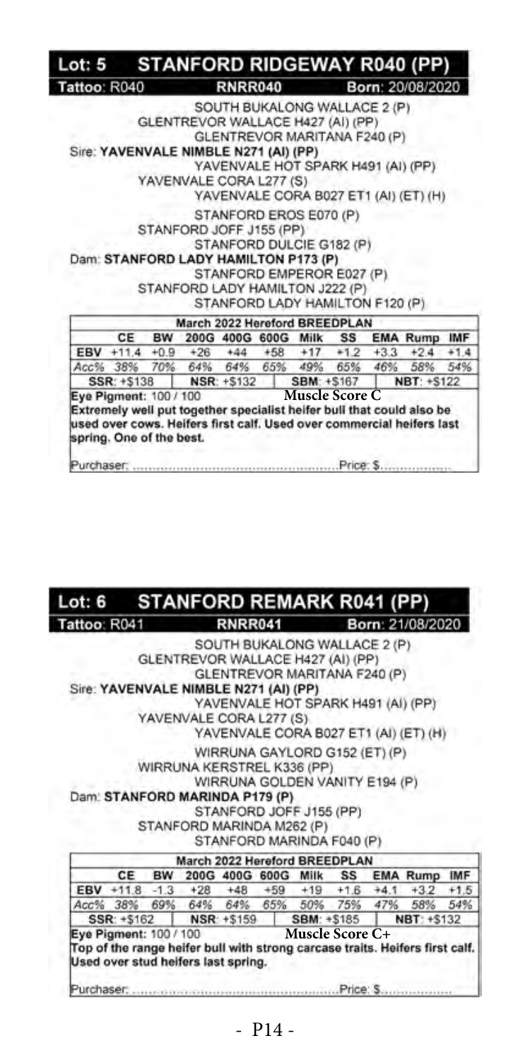## Lot: 5 STANFORD RIDGEWAY R040 (PP)

Tattoo: R040 RNRR040 Born: 20/08/2020

SOUTH BUKALONG WALLACE 2 (P)
GLENTREVOR WALLACE H427 (AI) (PP)
GLENTREVOR MARITANA F240 (P)
Sire: **YAVENVALE NIMBLE N271 (AI) (PP)**
YAVENVALE HOT SPARK H491 (AI) (PP)
YAVENVALE CORA L277 (S)
YAVENVALE CORA B027 ET1 (AI) (ET) (H)
STANFORD EROS E070 (P)
STANFORD JOFF J155 (PP)
STANFORD DULCIE G182 (P)
Dam: **STANFORD LADY HAMILTON P173 (P)**
STANFORD EMPEROR E027 (P)
STANFORD LADY HAMILTON J222 (P)
STANFORD LADY HAMILTON F120 (P)

| March 2022 Hereford BREEDPLAN | | | | | | | | | | |
|---|---|---|---|---|---|---|---|---|---|---|
| | CE | BW | 200G | 400G | 600G | Milk | SS | EMA | Rump | IMF |
| EBV | +11.4 | +0.9 | +26 | +44 | +58 | +17 | +1.2 | +3.3 | +2.4 | +1.4 |
| Acc% | 38% | 70% | 64% | 64% | 65% | 49% | 65% | 46% | 58% | 54% |

SSR: +$138 | NSR: +$132 | SBM: +$167 | NBT: +$122

Eye Pigment: 100 / 100 Muscle Score C

**Extremely well put together specialist heifer bull that could also be used over cows. Heifers first calf. Used over commercial heifers last spring. One of the best.**

Purchaser: ................................................ Price: $..................

## Lot: 6 STANFORD REMARK R041 (PP)

Tattoo: R041 RNRR041 Born: 21/08/2020

SOUTH BUKALONG WALLACE 2 (P)
GLENTREVOR WALLACE H427 (AI) (PP)
GLENTREVOR MARITANA F240 (P)
Sire: **YAVENVALE NIMBLE N271 (AI) (PP)**
YAVENVALE HOT SPARK H491 (AI) (PP)
YAVENVALE CORA L277 (S)
YAVENVALE CORA B027 ET1 (AI) (ET) (H)
WIRRUNA GAYLORD G152 (ET) (P)
WIRRUNA KERSTREL K336 (PP)
WIRRUNA GOLDEN VANITY E194 (P)
Dam: **STANFORD MARINDA P179 (P)**
STANFORD JOFF J155 (PP)
STANFORD MARINDA M262 (P)
STANFORD MARINDA F040 (P)

| March 2022 Hereford BREEDPLAN | | | | | | | | | | |
|---|---|---|---|---|---|---|---|---|---|---|
| | CE | BW | 200G | 400G | 600G | Milk | SS | EMA | Rump | IMF |
| EBV | +11.8 | -1.3 | +28 | +48 | +59 | +19 | +1.6 | +4.1 | +3.2 | +1.5 |
| Acc% | 38% | 69% | 64% | 64% | 65% | 50% | 75% | 47% | 58% | 54% |

SSR: +$162 | NSR: +$159 | SBM: +$185 | NBT: +$132

Eye Pigment: 100 / 100 Muscle Score C+

**Top of the range heifer bull with strong carcase traits. Heifers first calf. Used over stud heifers last spring.**

Purchaser: ................................................ Price: $..................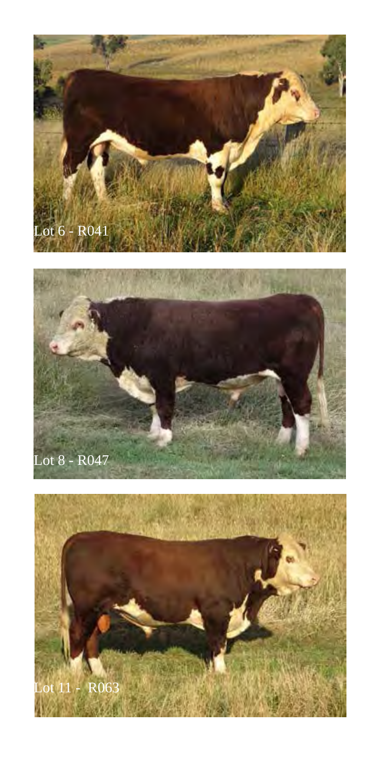Lot 6 - R041

Lot 8 - R047

Lot 11 - R063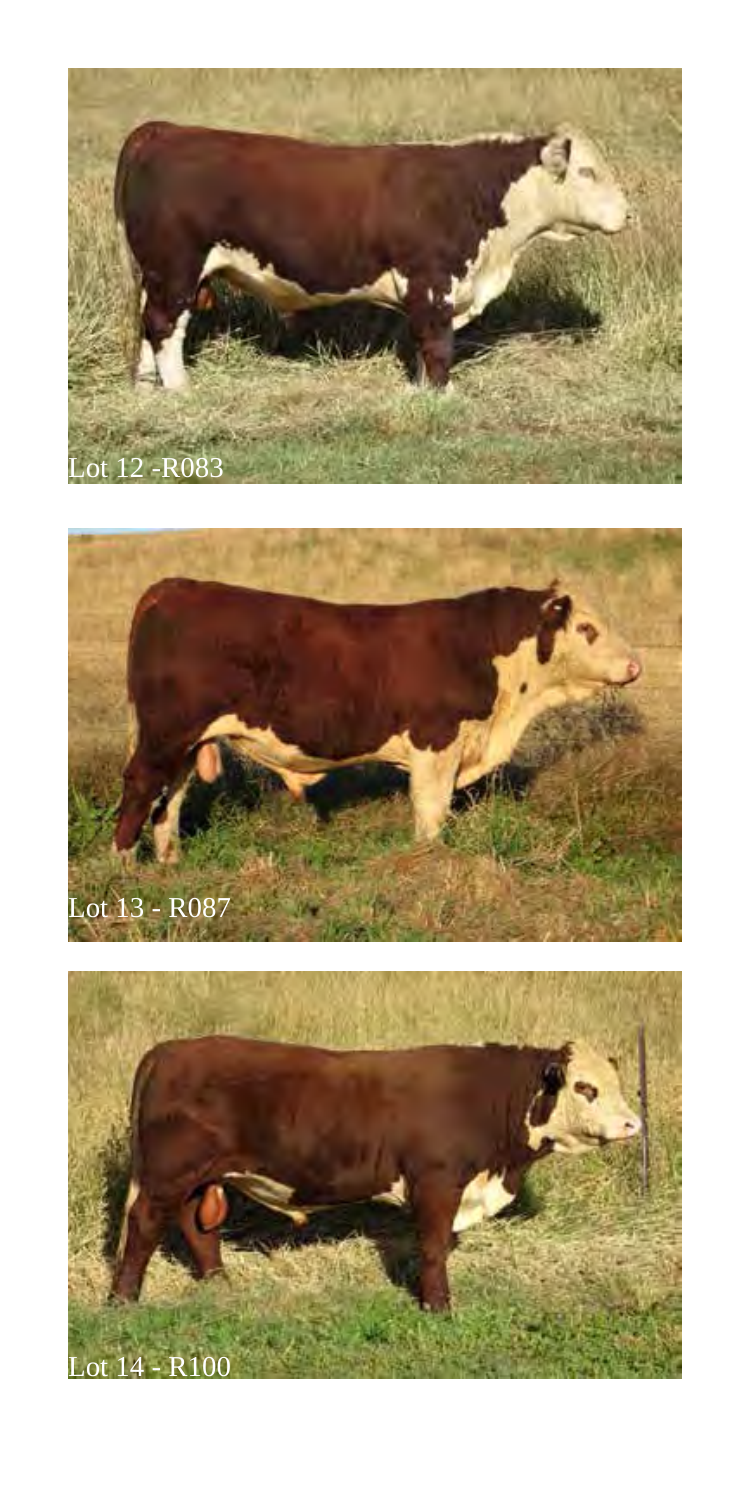Lot 12 -R083

Lot 13 - R087

Lot 14 - R100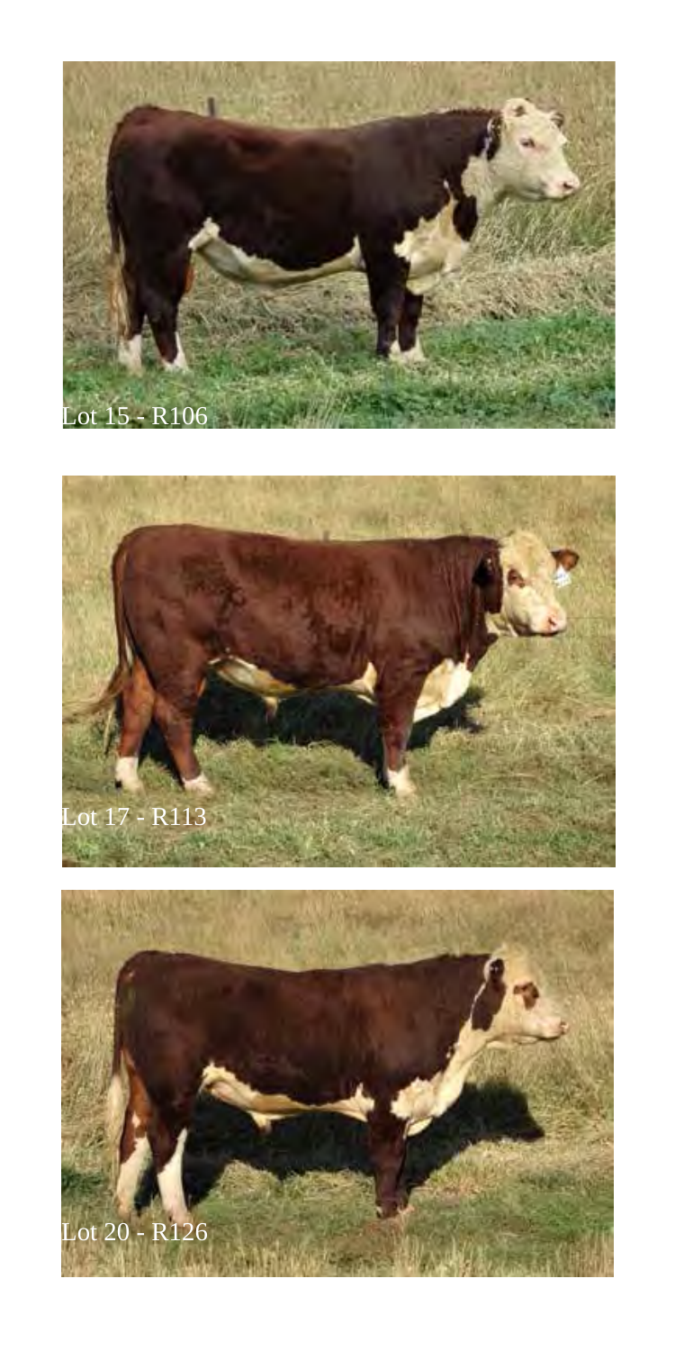Lot 15 - R106

Lot 17 - R113

Lot 20 - R126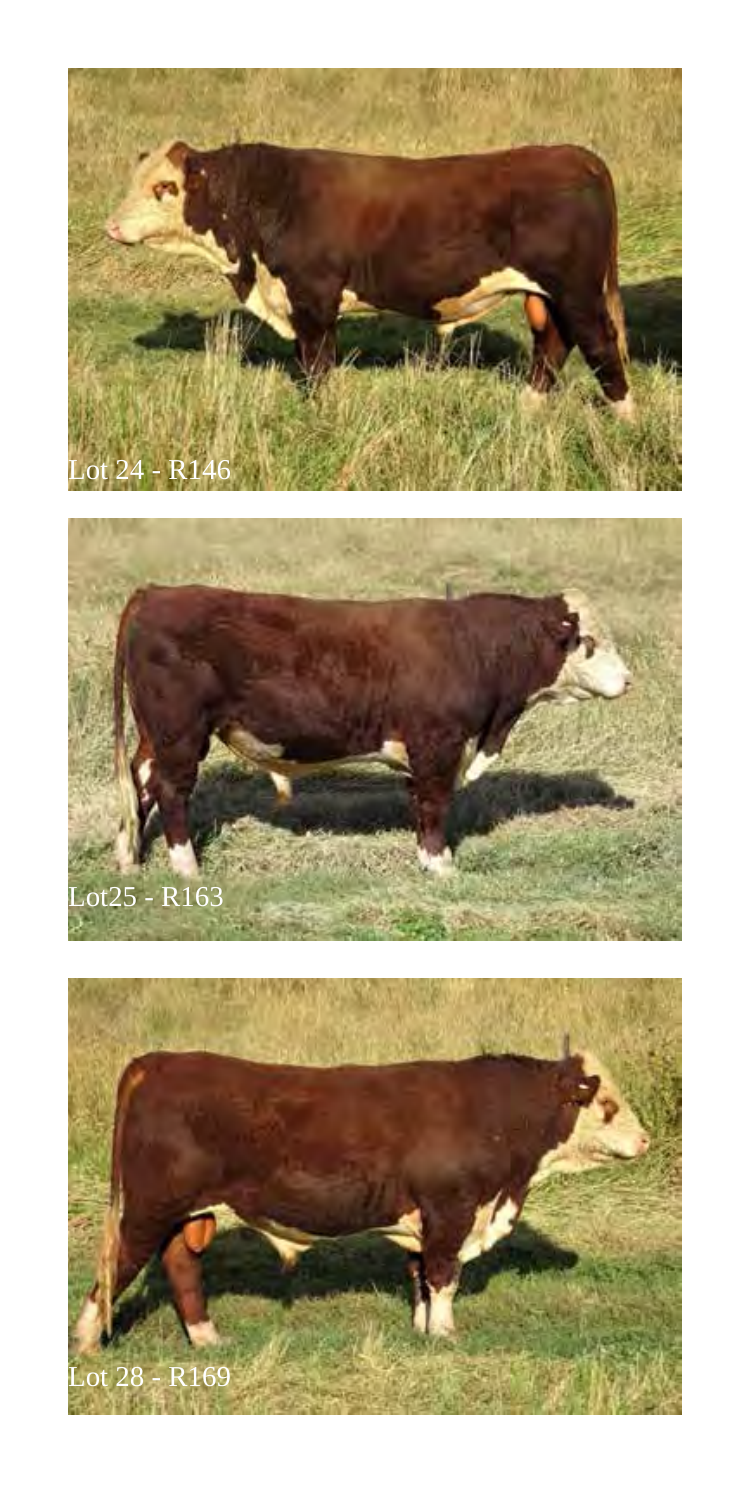Lot 24 - R146

Lot25 - R163

Lot 28 - R169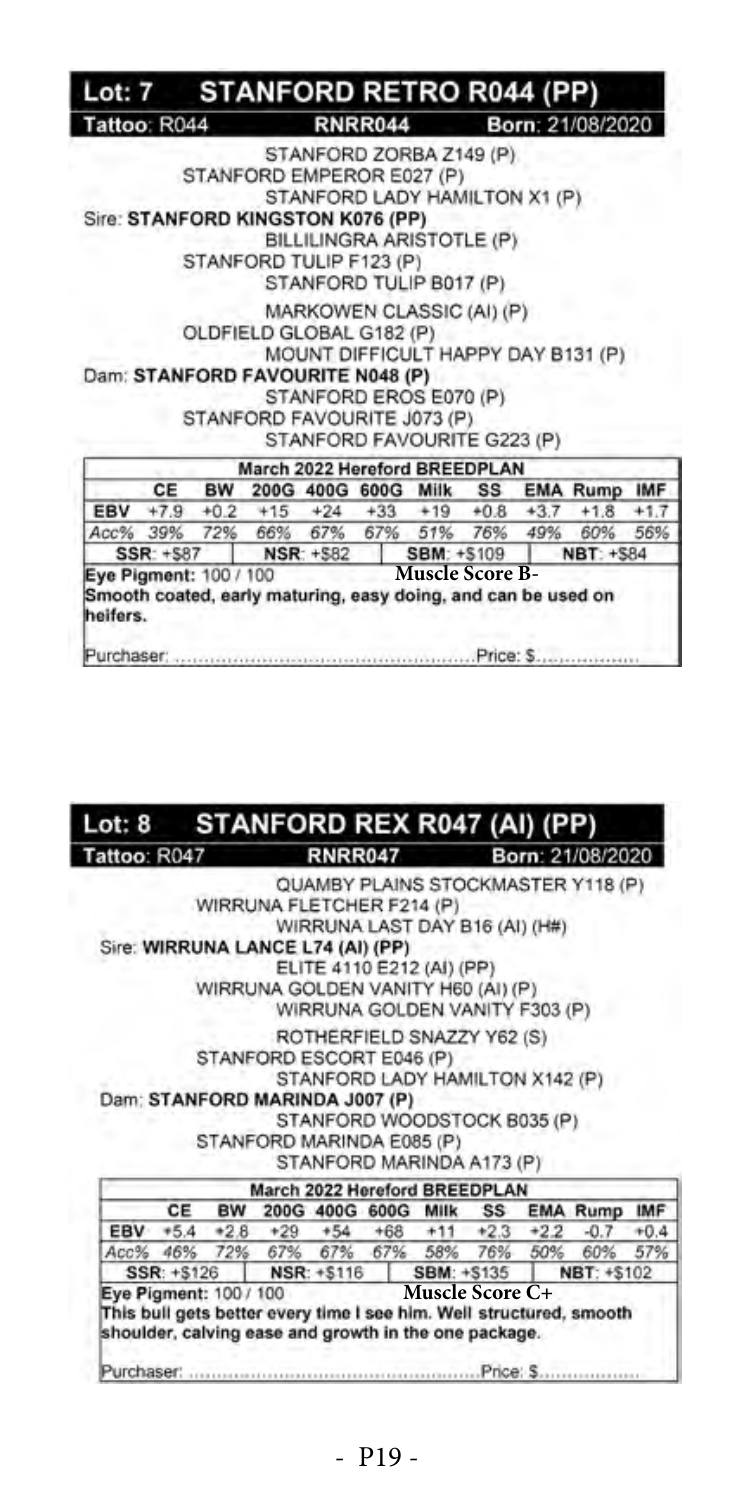## Lot: 7 STANFORD RETRO R044 (PP)

**Tattoo:** R044 **RNRR044** **Born:** 21/08/2020

STANFORD ZORBA Z149 (P)
STANFORD EMPEROR E027 (P)
STANFORD LADY HAMILTON X1 (P)
Sire: **STANFORD KINGSTON K076 (PP)**
BILLILINGRA ARISTOTLE (P)
STANFORD TULIP F123 (P)
STANFORD TULIP B017 (P)

MARKOWEN CLASSIC (AI) (P)
OLDFIELD GLOBAL G182 (P)
MOUNT DIFFICULT HAPPY DAY B131 (P)
Dam: **STANFORD FAVOURITE N048 (P)**
STANFORD EROS E070 (P)
STANFORD FAVOURITE J073 (P)
STANFORD FAVOURITE G223 (P)

| March 2022 Hereford BREEDPLAN | | | | | | | | | | |
|---|---|---|---|---|---|---|---|---|---|---|
| | CE | BW | 200G | 400G | 600G | Milk | SS | EMA | Rump | IMF |
| EBV | +7.9 | +0.2 | +15 | +24 | +33 | +19 | +0.8 | +3.7 | +1.8 | +1.7 |
| Acc% | 39% | 72% | 66% | 67% | 67% | 51% | 76% | 49% | 60% | 56% |

**SSR:** +$87 | **NSR:** +$82 | **SBM:** +$109 | **NBT:** +$84

**Eye Pigment:** 100 / 100 **Muscle Score B-**

Smooth coated, early maturing, easy doing, and can be used on heifers.

Purchaser: ........................................ Price: $..................

## Lot: 8 STANFORD REX R047 (AI) (PP)

**Tattoo:** R047 **RNRR047** **Born:** 21/08/2020

QUAMBY PLAINS STOCKMASTER Y118 (P)
WIRRUNA FLETCHER F214 (P)
WIRRUNA LAST DAY B16 (AI) (H#)
Sire: **WIRRUNA LANCE L74 (AI) (PP)**
ELITE 4110 E212 (AI) (PP)
WIRRUNA GOLDEN VANITY H60 (AI) (P)
WIRRUNA GOLDEN VANITY F303 (P)

ROTHERFIELD SNAZZY Y62 (S)
STANFORD ESCORT E046 (P)
STANFORD LADY HAMILTON X142 (P)
Dam: **STANFORD MARINDA J007 (P)**
STANFORD WOODSTOCK B035 (P)
STANFORD MARINDA E085 (P)
STANFORD MARINDA A173 (P)

| March 2022 Hereford BREEDPLAN | | | | | | | | | | |
|---|---|---|---|---|---|---|---|---|---|---|
| | CE | BW | 200G | 400G | 600G | Milk | SS | EMA | Rump | IMF |
| EBV | +5.4 | +2.8 | +29 | +54 | +68 | +11 | +2.3 | +2.2 | -0.7 | +0.4 |
| Acc% | 46% | 72% | 67% | 67% | 67% | 58% | 76% | 50% | 60% | 57% |

**SSR:** +$126 | **NSR:** +$116 | **SBM:** +$135 | **NBT:** +$102

**Eye Pigment:** 100 / 100 **Muscle Score C+**

This bull gets better every time I see him. Well structured, smooth shoulder, calving ease and growth in the one package.

Purchaser: ........................................ Price: $..................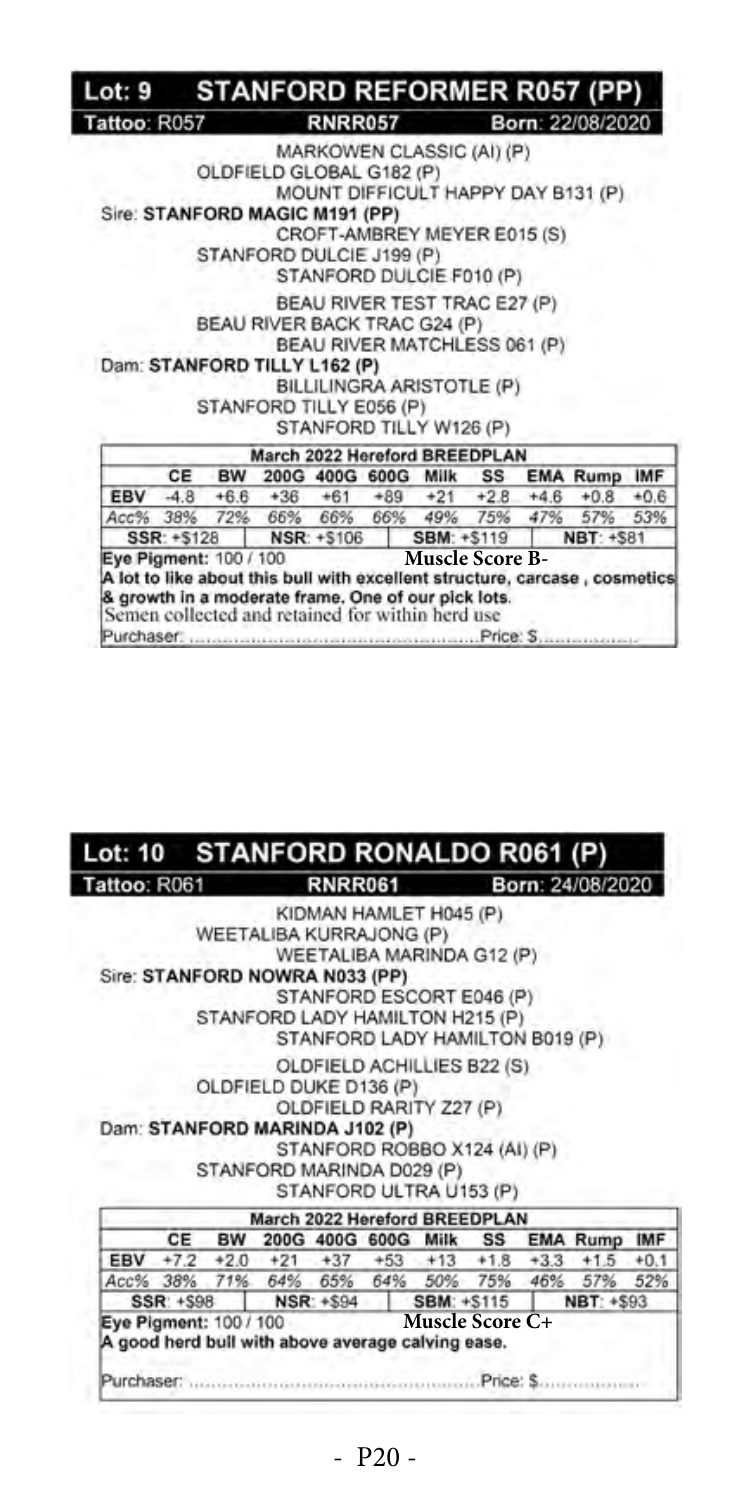## Lot: 9 STANFORD REFORMER R057 (PP)

Tattoo: R057 | RNRR057 | Born: 22/08/2020

MARKOWEN CLASSIC (AI) (P)
OLDFIELD GLOBAL G182 (P)
MOUNT DIFFICULT HAPPY DAY B131 (P)
Sire: **STANFORD MAGIC M191 (PP)**
CROFT-AMBREY MEYER E015 (S)
STANFORD DULCIE J199 (P)
STANFORD DULCIE F010 (P)

BEAU RIVER TEST TRAC E27 (P)
BEAU RIVER BACK TRAC G24 (P)
BEAU RIVER MATCHLESS 061 (P)
Dam: **STANFORD TILLY L162 (P)**
BILLILINGRA ARISTOTLE (P)
STANFORD TILLY E056 (P)
STANFORD TILLY W126 (P)

| March 2022 Hereford BREEDPLAN | | | | | | | | | | |
|---|---|---|---|---|---|---|---|---|---|---|
| | CE | BW | 200G | 400G | 600G | Milk | SS | EMA | Rump | IMF |
| EBV | -4.8 | +6.6 | +36 | +61 | +89 | +21 | +2.8 | +4.6 | +0.8 | +0.6 |
| Acc% | 38% | 72% | 66% | 66% | 66% | 49% | 75% | 47% | 57% | 53% |

SSR: +$128 | NSR: +$106 | SBM: +$119 | NBT: +$81

Eye Pigment: 100 / 100 | Muscle Score B-

A lot to like about this bull with excellent structure, carcase , cosmetics & growth in a moderate frame. One of our pick lots.
Semen collected and retained for within herd use

Purchaser: ........................................ Price: $..............

## Lot: 10 STANFORD RONALDO R061 (P)

Tattoo: R061 | RNRR061 | Born: 24/08/2020

KIDMAN HAMLET H045 (P)
WEETALIBA KURRAJONG (P)
WEETALIBA MARINDA G12 (P)
Sire: **STANFORD NOWRA N033 (PP)**
STANFORD ESCORT E046 (P)
STANFORD LADY HAMILTON H215 (P)
STANFORD LADY HAMILTON B019 (P)

OLDFIELD ACHILLIES B22 (S)
OLDFIELD DUKE D136 (P)
OLDFIELD RARITY Z27 (P)
Dam: **STANFORD MARINDA J102 (P)**
STANFORD ROBBO X124 (AI) (P)
STANFORD MARINDA D029 (P)
STANFORD ULTRA U153 (P)

| March 2022 Hereford BREEDPLAN | | | | | | | | | | |
|---|---|---|---|---|---|---|---|---|---|---|
| | CE | BW | 200G | 400G | 600G | Milk | SS | EMA | Rump | IMF |
| EBV | +7.2 | +2.0 | +21 | +37 | +53 | +13 | +1.8 | +3.3 | +1.5 | +0.1 |
| Acc% | 38% | 71% | 64% | 65% | 64% | 50% | 75% | 46% | 57% | 52% |

SSR: +$98 | NSR: +$94 | SBM: +$115 | NBT: +$93

Eye Pigment: 100 / 100 | Muscle Score C+

A good herd bull with above average calving ease.

Purchaser: ........................................ Price: $..............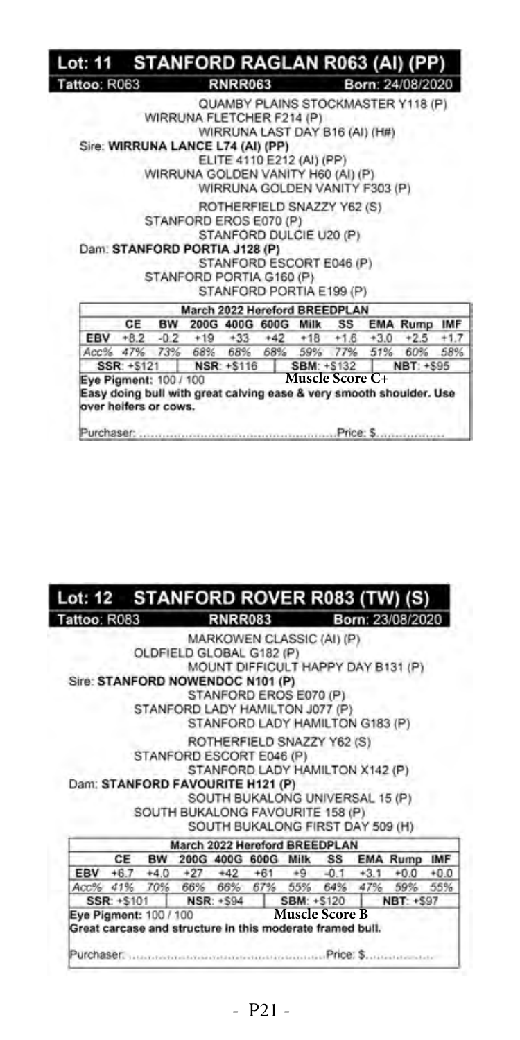## Lot: 11 STANFORD RAGLAN R063 (AI) (PP)

**Tattoo:** R063 **RNRR063** **Born:** 24/08/2020

QUAMBY PLAINS STOCKMASTER Y118 (P)
WIRRUNA FLETCHER F214 (P)
WIRRUNA LAST DAY B16 (AI) (H#)
Sire: **WIRRUNA LANCE L74 (AI) (PP)**
ELITE 4110 E212 (AI) (PP)
WIRRUNA GOLDEN VANITY H60 (AI) (P)
WIRRUNA GOLDEN VANITY F303 (P)

ROTHERFIELD SNAZZY Y62 (S)
STANFORD EROS E070 (P)
STANFORD DULCIE U20 (P)
Dam: **STANFORD PORTIA J128 (P)**
STANFORD ESCORT E046 (P)
STANFORD PORTIA G160 (P)
STANFORD PORTIA E199 (P)

| March 2022 Hereford BREEDPLAN | | | | | | | | | | |
|---|---|---|---|---|---|---|---|---|---|---|
| | CE | BW | 200G | 400G | 600G | Milk | SS | EMA | Rump | IMF |
| EBV | +8.2 | -0.2 | +19 | +33 | +42 | +18 | +1.6 | +3.0 | +2.5 | +1.7 |
| Acc% | 47% | 73% | 68% | 68% | 68% | 59% | 77% | 51% | 60% | 58% |

**SSR:** +$121 | **NSR:** +$116 | **SBM:** +$132 | **NBT:** +$95

**Eye Pigment:** 100 / 100 **Muscle Score C+**

**Easy doing bull with great calving ease & very smooth shoulder. Use over heifers or cows.**

Purchaser: ................................................ Price: $..................

## Lot: 12 STANFORD ROVER R083 (TW) (S)

**Tattoo:** R083 **RNRR083** **Born:** 23/08/2020

MARKOWEN CLASSIC (AI) (P)
OLDFIELD GLOBAL G182 (P)
MOUNT DIFFICULT HAPPY DAY B131 (P)
Sire: **STANFORD NOWENDOC N101 (P)**
STANFORD EROS E070 (P)
STANFORD LADY HAMILTON J077 (P)
STANFORD LADY HAMILTON G183 (P)

ROTHERFIELD SNAZZY Y62 (S)
STANFORD ESCORT E046 (P)
STANFORD LADY HAMILTON X142 (P)
Dam: **STANFORD FAVOURITE H121 (P)**
SOUTH BUKALONG UNIVERSAL 15 (P)
SOUTH BUKALONG FAVOURITE 158 (P)
SOUTH BUKALONG FIRST DAY 509 (H)

| March 2022 Hereford BREEDPLAN | | | | | | | | | | |
|---|---|---|---|---|---|---|---|---|---|---|
| | CE | BW | 200G | 400G | 600G | Milk | SS | EMA | Rump | IMF |
| EBV | +6.7 | +4.0 | +27 | +42 | +61 | +9 | -0.1 | +3.1 | +0.0 | +0.0 |
| Acc% | 41% | 70% | 66% | 66% | 67% | 55% | 64% | 47% | 59% | 55% |

**SSR:** +$101 | **NSR:** +$94 | **SBM:** +$120 | **NBT:** +$97

**Eye Pigment:** 100 / 100 **Muscle Score B**

**Great carcase and structure in this moderate framed bull.**

Purchaser: ................................................ Price: $..................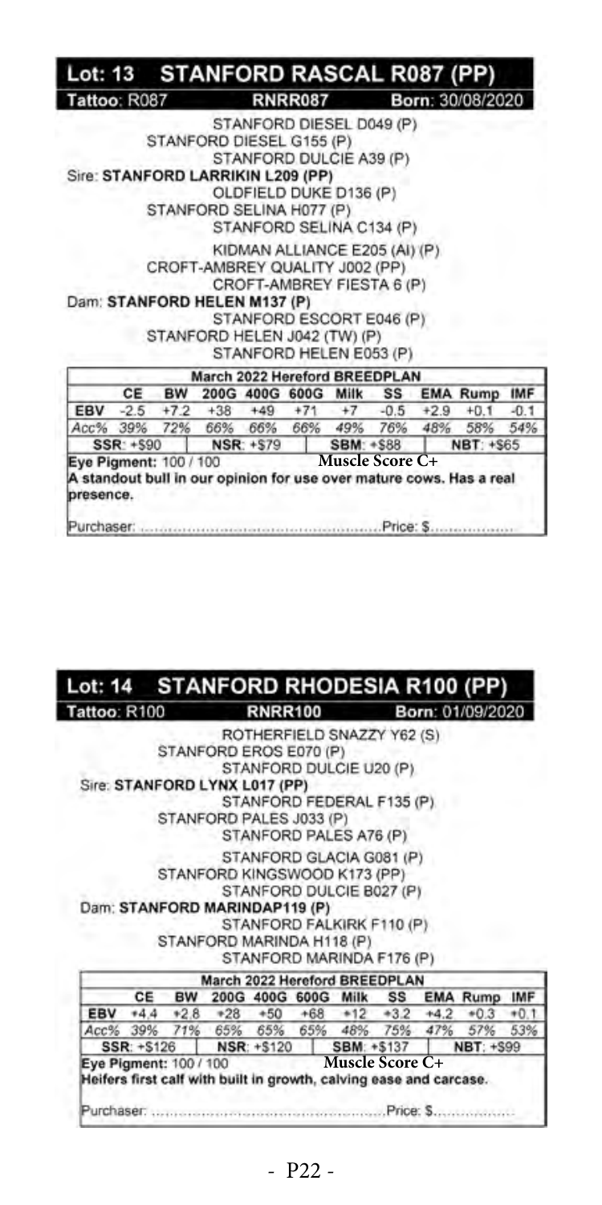## Lot: 13 STANFORD RASCAL R087 (PP)

**Tattoo:** R087 **RNRR087** **Born:** 30/08/2020

STANFORD DIESEL D049 (P)
STANFORD DIESEL G155 (P)
STANFORD DULCIE A39 (P)
**Sire: STANFORD LARRIKIN L209 (PP)**
OLDFIELD DUKE D136 (P)
STANFORD SELINA H077 (P)
STANFORD SELINA C134 (P)

KIDMAN ALLIANCE E205 (AI) (P)
CROFT-AMBREY QUALITY J002 (PP)
CROFT-AMBREY FIESTA 6 (P)
**Dam: STANFORD HELEN M137 (P)**
STANFORD ESCORT E046 (P)
STANFORD HELEN J042 (TW) (P)
STANFORD HELEN E053 (P)

| March 2022 Hereford BREEDPLAN | | | | | | | | | | |
|---|---|---|---|---|---|---|---|---|---|---|
| | CE | BW | 200G | 400G | 600G | Milk | SS | EMA | Rump | IMF |
| EBV | -2.5 | +7.2 | +38 | +49 | +71 | +7 | -0.5 | +2.9 | +0.1 | -0.1 |
| Acc% | 39% | 72% | 66% | 66% | 66% | 49% | 76% | 48% | 58% | 54% |
| SSR: +$90 | | NSR: +$79 | | | SBM: +$88 | | | NBT: +$65 | | |

**Eye Pigment:** 100 / 100 **Muscle Score C+**

A standout bull in our opinion for use over mature cows. Has a real presence.

Purchaser: ............................................... Price: $..................

## Lot: 14 STANFORD RHODESIA R100 (PP)

**Tattoo:** R100 **RNRR100** **Born:** 01/09/2020

ROTHERFIELD SNAZZY Y62 (S)
STANFORD EROS E070 (P)
STANFORD DULCIE U20 (P)
**Sire: STANFORD LYNX L017 (PP)**
STANFORD FEDERAL F135 (P)
STANFORD PALES J033 (P)
STANFORD PALES A76 (P)

STANFORD GLACIA G081 (P)
STANFORD KINGSWOOD K173 (PP)
STANFORD DULCIE B027 (P)
**Dam: STANFORD MARINDAP119 (P)**
STANFORD FALKIRK F110 (P)
STANFORD MARINDA H118 (P)
STANFORD MARINDA F176 (P)

| March 2022 Hereford BREEDPLAN | | | | | | | | | | |
|---|---|---|---|---|---|---|---|---|---|---|
| | CE | BW | 200G | 400G | 600G | Milk | SS | EMA | Rump | IMF |
| EBV | +4.4 | +2.8 | +28 | +50 | +68 | +12 | +3.2 | +4.2 | +0.3 | +0.1 |
| Acc% | 39% | 71% | 65% | 65% | 65% | 48% | 75% | 47% | 57% | 53% |
| SSR: +$126 | | NSR: +$120 | | | SBM: +$137 | | | NBT: +$99 | | |

**Eye Pigment:** 100 / 100 **Muscle Score C+**

Heifers first calf with built in growth, calving ease and carcase.

Purchaser: ............................................... Price: $..................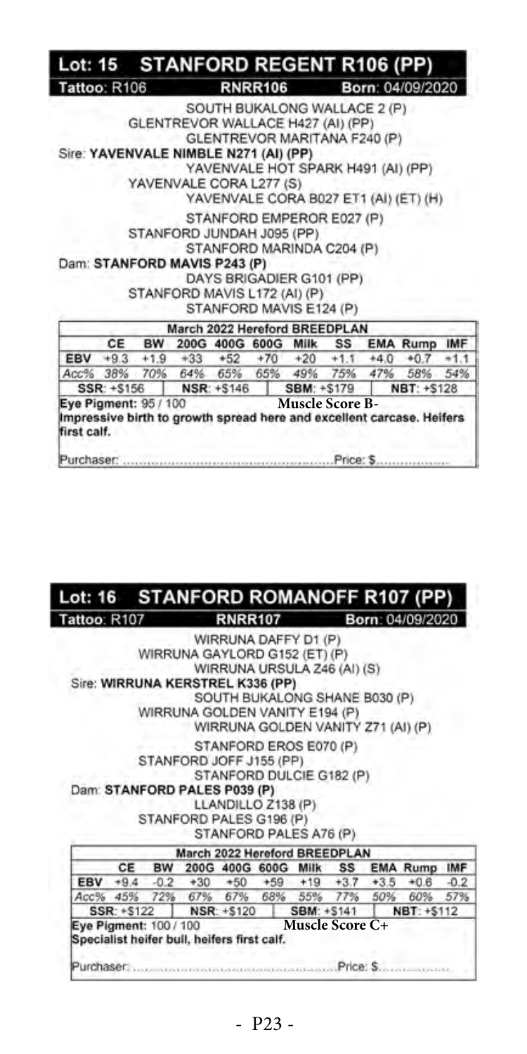## Lot: 15 STANFORD REGENT R106 (PP)

**Tattoo**: R106 **RNRR106** **Born**: 04/09/2020

SOUTH BUKALONG WALLACE 2 (P)
GLENTREVOR WALLACE H427 (AI) (PP)
GLENTREVOR MARITANA F240 (P)
Sire: **YAVENVALE NIMBLE N271 (AI) (PP)**
YAVENVALE HOT SPARK H491 (AI) (PP)
YAVENVALE CORA L277 (S)
YAVENVALE CORA B027 ET1 (AI) (ET) (H)

STANFORD EMPEROR E027 (P)
STANFORD JUNDAH J095 (PP)
STANFORD MARINDA C204 (P)
Dam: **STANFORD MAVIS P243 (P)**
DAYS BRIGADIER G101 (PP)
STANFORD MAVIS L172 (AI) (P)
STANFORD MAVIS E124 (P)

**March 2022 Hereford BREEDPLAN**

| | CE | BW | 200G | 400G | 600G | Milk | SS | EMA | Rump | IMF |
|---|---|---|---|---|---|---|---|---|---|---|
| EBV | +9.3 | +1.9 | +33 | +52 | +70 | +20 | +1.1 | +4.0 | +0.7 | +1.1 |
| *Acc%* | *38%* | *70%* | *64%* | *65%* | *65%* | *49%* | *75%* | *47%* | *58%* | *54%* |

| SSR: +$156 | NSR: +$146 | SBM: +$179 | NBT: +$128 |
|---|---|---|---|

**Eye Pigment**: 95 / 100 **Muscle Score B-**

Impressive birth to growth spread here and excellent carcase. Heifers first calf.

Purchaser: .................................................. Price: $..................

## Lot: 16 STANFORD ROMANOFF R107 (PP)

**Tattoo**: R107 **RNRR107** **Born**: 04/09/2020

WIRRUNA DAFFY D1 (P)
WIRRUNA GAYLORD G152 (ET) (P)
WIRRUNA URSULA Z46 (AI) (S)
Sire: **WIRRUNA KERSTREL K336 (PP)**
SOUTH BUKALONG SHANE B030 (P)
WIRRUNA GOLDEN VANITY E194 (P)
WIRRUNA GOLDEN VANITY Z71 (AI) (P)

STANFORD EROS E070 (P)
STANFORD JOFF J155 (PP)
STANFORD DULCIE G182 (P)
Dam: **STANFORD PALES P039 (P)**
LLANDILLO Z138 (P)
STANFORD PALES G196 (P)
STANFORD PALES A76 (P)

**March 2022 Hereford BREEDPLAN**

| | CE | BW | 200G | 400G | 600G | Milk | SS | EMA | Rump | IMF |
|---|---|---|---|---|---|---|---|---|---|---|
| EBV | +9.4 | -0.2 | +30 | +50 | +59 | +19 | +3.7 | +3.5 | +0.6 | -0.2 |
| *Acc%* | *45%* | *72%* | *67%* | *67%* | *68%* | *55%* | *77%* | *50%* | *60%* | *57%* |

| SSR: +$122 | NSR: +$120 | SBM: +$141 | NBT: +$112 |
|---|---|---|---|

**Eye Pigment**: 100 / 100 **Muscle Score C+**

Specialist heifer bull, heifers first calf.

Purchaser: .................................................. Price: $..................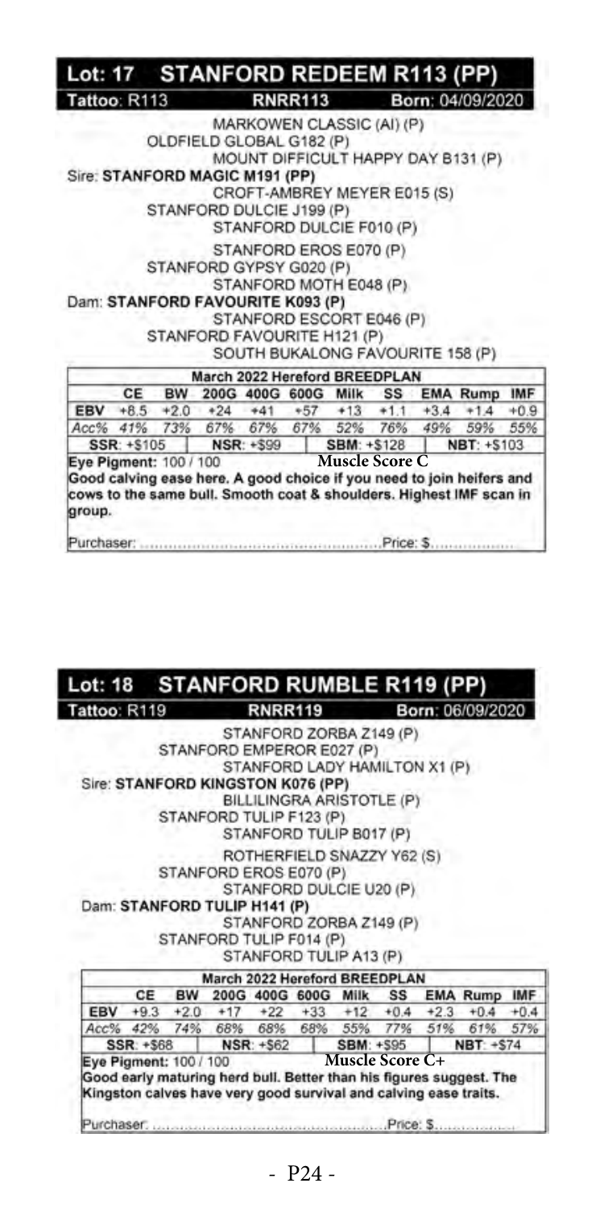## Lot: 17 STANFORD REDEEM R113 (PP)

**Tattoo**: R113 **RNRR113** **Born**: 04/09/2020

MARKOWEN CLASSIC (AI) (P)
OLDFIELD GLOBAL G182 (P)
MOUNT DIFFICULT HAPPY DAY B131 (P)
Sire: **STANFORD MAGIC M191 (PP)**
CROFT-AMBREY MEYER E015 (S)
STANFORD DULCIE J199 (P)
STANFORD DULCIE F010 (P)

STANFORD EROS E070 (P)
STANFORD GYPSY G020 (P)
STANFORD MOTH E048 (P)
Dam: **STANFORD FAVOURITE K093 (P)**
STANFORD ESCORT E046 (P)
STANFORD FAVOURITE H121 (P)
SOUTH BUKALONG FAVOURITE 158 (P)

| March 2022 Hereford BREEDPLAN | | | | | | | | | | |
|---|---|---|---|---|---|---|---|---|---|---|
| | CE | BW | 200G | 400G | 600G | Milk | SS | EMA | Rump | IMF |
| EBV | +8.5 | +2.0 | +24 | +41 | +57 | +13 | +1.1 | +3.4 | +1.4 | +0.9 |
| *Acc%* | *41%* | *73%* | *67%* | *67%* | *67%* | *52%* | *76%* | *49%* | *59%* | *55%* |

**SSR**: +$105 | **NSR**: +$99 | **SBM**: +$128 | **NBT**: +$103

**Eye Pigment**: 100 / 100 **Muscle Score C**

**Good calving ease here. A good choice if you need to join heifers and cows to the same bull. Smooth coat & shoulders. Highest IMF scan in group.**

Purchaser: .................................................. Price: $..................

## Lot: 18 STANFORD RUMBLE R119 (PP)

**Tattoo**: R119 **RNRR119** **Born**: 06/09/2020

STANFORD ZORBA Z149 (P)
STANFORD EMPEROR E027 (P)
STANFORD LADY HAMILTON X1 (P)
Sire: **STANFORD KINGSTON K076 (PP)**
BILLILINGRA ARISTOTLE (P)
STANFORD TULIP F123 (P)
STANFORD TULIP B017 (P)

ROTHERFIELD SNAZZY Y62 (S)
STANFORD EROS E070 (P)
STANFORD DULCIE U20 (P)
Dam: **STANFORD TULIP H141 (P)**
STANFORD ZORBA Z149 (P)
STANFORD TULIP F014 (P)
STANFORD TULIP A13 (P)

| March 2022 Hereford BREEDPLAN | | | | | | | | | | |
|---|---|---|---|---|---|---|---|---|---|---|
| | CE | BW | 200G | 400G | 600G | Milk | SS | EMA | Rump | IMF |
| EBV | +9.3 | +2.0 | +17 | +22 | +33 | +12 | +0.4 | +2.3 | +0.4 | +0.4 |
| *Acc%* | *42%* | *74%* | *68%* | *68%* | *68%* | *55%* | *77%* | *51%* | *61%* | *57%* |

**SSR**: +$68 | **NSR**: +$62 | **SBM**: +$95 | **NBT**: +$74

**Eye Pigment**: 100 / 100 **Muscle Score C+**

**Good early maturing herd bull. Better than his figures suggest. The Kingston calves have very good survival and calving ease traits.**

Purchaser: .................................................. Price: $..................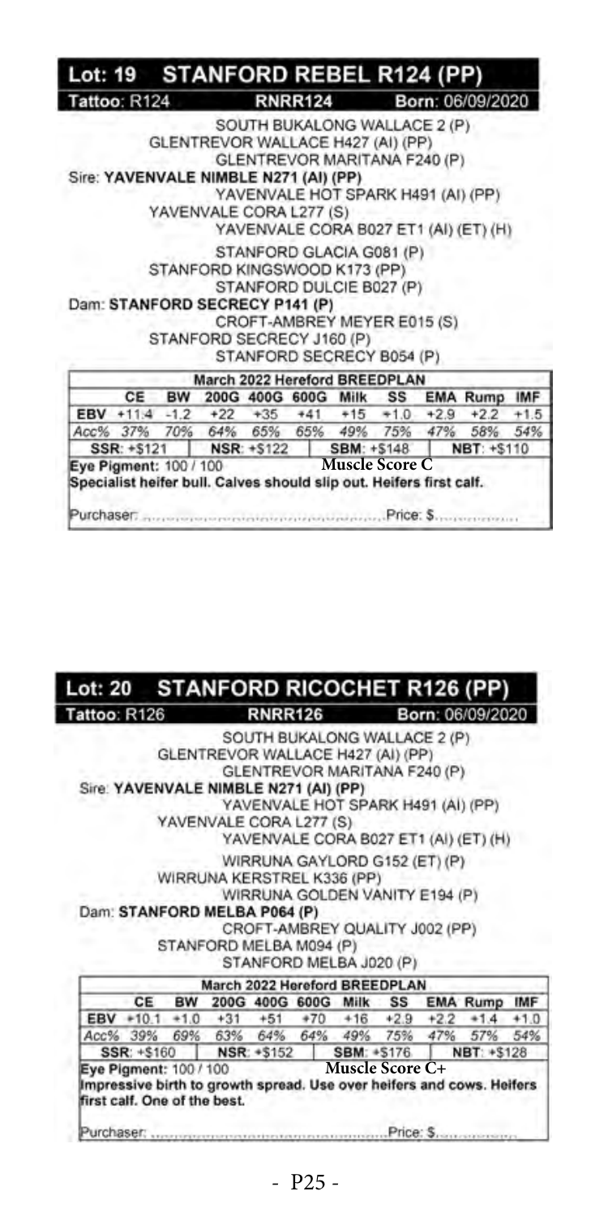## Lot: 19 STANFORD REBEL R124 (PP)

Tattoo: R124 RNRR124 Born: 06/09/2020

SOUTH BUKALONG WALLACE 2 (P)
GLENTREVOR WALLACE H427 (AI) (PP)
GLENTREVOR MARITANA F240 (P)
Sire: **YAVENVALE NIMBLE N271 (AI) (PP)**
YAVENVALE HOT SPARK H491 (AI) (PP)
YAVENVALE CORA L277 (S)
YAVENVALE CORA B027 ET1 (AI) (ET) (H)

STANFORD GLACIA G081 (P)
STANFORD KINGSWOOD K173 (PP)
STANFORD DULCIE B027 (P)
Dam: **STANFORD SECRECY P141 (P)**
CROFT-AMBREY MEYER E015 (S)
STANFORD SECRECY J160 (P)
STANFORD SECRECY B054 (P)

| March 2022 Hereford BREEDPLAN | | | | | | | | | | |
|---|---|---|---|---|---|---|---|---|---|---|
| | CE | BW | 200G | 400G | 600G | Milk | SS | EMA | Rump | IMF |
| EBV | +11.4 | -1.2 | +22 | +35 | +41 | +15 | +1.0 | +2.9 | +2.2 | +1.5 |
| Acc% | 37% | 70% | 64% | 65% | 65% | 49% | 75% | 47% | 58% | 54% |

SSR: +$121 | NSR: +$122 | SBM: +$148 | NBT: +$110

Eye Pigment: 100 / 100 **Muscle Score C**

Specialist heifer bull. Calves should slip out. Heifers first calf.

Purchaser: ............................................ Price: $..................

## Lot: 20 STANFORD RICOCHET R126 (PP)

Tattoo: R126 RNRR126 Born: 06/09/2020

SOUTH BUKALONG WALLACE 2 (P)
GLENTREVOR WALLACE H427 (AI) (PP)
GLENTREVOR MARITANA F240 (P)
Sire: **YAVENVALE NIMBLE N271 (AI) (PP)**
YAVENVALE HOT SPARK H491 (AI) (PP)
YAVENVALE CORA L277 (S)
YAVENVALE CORA B027 ET1 (AI) (ET) (H)

WIRRUNA GAYLORD G152 (ET) (P)
WIRRUNA KERSTREL K336 (PP)
WIRRUNA GOLDEN VANITY E194 (P)
Dam: **STANFORD MELBA P064 (P)**
CROFT-AMBREY QUALITY J002 (PP)
STANFORD MELBA M094 (P)
STANFORD MELBA J020 (P)

| March 2022 Hereford BREEDPLAN | | | | | | | | | | |
|---|---|---|---|---|---|---|---|---|---|---|
| | CE | BW | 200G | 400G | 600G | Milk | SS | EMA | Rump | IMF |
| EBV | +10.1 | +1.0 | +31 | +51 | +70 | +16 | +2.9 | +2.2 | +1.4 | +1.0 |
| Acc% | 39% | 69% | 63% | 64% | 64% | 49% | 75% | 47% | 57% | 54% |

SSR: +$160 | NSR: +$152 | SBM: +$176 | NBT: +$128

Eye Pigment: 100 / 100 **Muscle Score C+**

Impressive birth to growth spread. Use over heifers and cows. Heifers first calf. One of the best.

Purchaser: ............................................ Price: $..................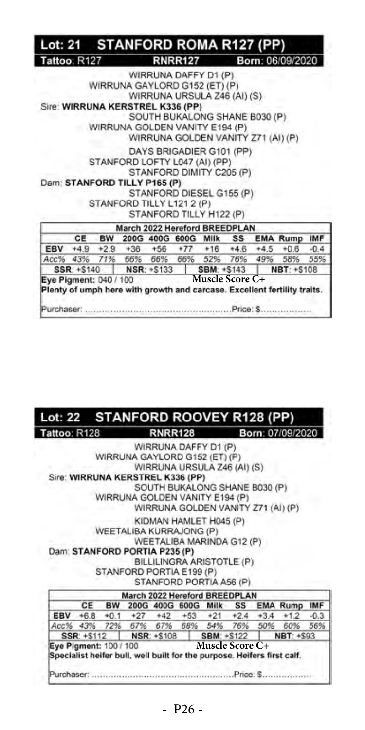## Lot: 21 STANFORD ROMA R127 (PP)

**Tattoo:** R127 | RNRR127 | **Born:** 06/09/2020

WIRRUNA DAFFY D1 (P)
WIRRUNA GAYLORD G152 (ET) (P)
WIRRUNA URSULA Z46 (AI) (S)
Sire: **WIRRUNA KERSTREL K336 (PP)**
SOUTH BUKALONG SHANE B030 (P)
WIRRUNA GOLDEN VANITY E194 (P)
WIRRUNA GOLDEN VANITY Z71 (AI) (P)

DAYS BRIGADIER G101 (PP)
STANFORD LOFTY L047 (AI) (PP)
STANFORD DIMITY C205 (P)
Dam: **STANFORD TILLY P165 (P)**
STANFORD DIESEL G155 (P)
STANFORD TILLY L121 2 (P)
STANFORD TILLY H122 (P)

| March 2022 Hereford BREEDPLAN | | | | | | | | | | |
|---|---|---|---|---|---|---|---|---|---|---|
| | CE | BW | 200G | 400G | 600G | Milk | SS | EMA | Rump | IMF |
| EBV | +4.9 | +2.9 | +36 | +56 | +77 | +16 | +4.6 | +4.5 | +0.6 | -0.4 |
| Acc% | 43% | 71% | 66% | 66% | 66% | 52% | 76% | 49% | 58% | 55% |

| SSR: +$140 | NSR: +$133 | SBM: +$143 | NBT: +$108 |
|---|---|---|---|

**Eye Pigment:** 040 / 100 — **Muscle Score C+**

Plenty of umph here with growth and carcase. Excellent fertility traits.

Purchaser: ................................................ Price: $..................

## Lot: 22 STANFORD ROOVEY R128 (PP)

**Tattoo:** R128 | RNRR128 | **Born:** 07/09/2020

WIRRUNA DAFFY D1 (P)
WIRRUNA GAYLORD G152 (ET) (P)
WIRRUNA URSULA Z46 (AI) (S)
Sire: **WIRRUNA KERSTREL K336 (PP)**
SOUTH BUKALONG SHANE B030 (P)
WIRRUNA GOLDEN VANITY E194 (P)
WIRRUNA GOLDEN VANITY Z71 (AI) (P)

KIDMAN HAMLET H045 (P)
WEETALIBA KURRAJONG (P)
WEETALIBA MARINDA G12 (P)
Dam: **STANFORD PORTIA P235 (P)**
BILLILINGRA ARISTOTLE (P)
STANFORD PORTIA E199 (P)
STANFORD PORTIA A56 (P)

| March 2022 Hereford BREEDPLAN | | | | | | | | | | |
|---|---|---|---|---|---|---|---|---|---|---|
| | CE | BW | 200G | 400G | 600G | Milk | SS | EMA | Rump | IMF |
| EBV | +6.8 | +0.1 | +27 | +42 | +53 | +21 | +2.4 | +3.4 | +1.2 | -0.3 |
| Acc% | 43% | 72% | 67% | 67% | 68% | 54% | 76% | 50% | 60% | 56% |

| SSR: +$112 | NSR: +$108 | SBM: +$122 | NBT: +$93 |
|---|---|---|---|

**Eye Pigment:** 100 / 100 — **Muscle Score C+**

Specialist heifer bull, well built for the purpose. Heifers first calf.

Purchaser: ................................................ Price: $..................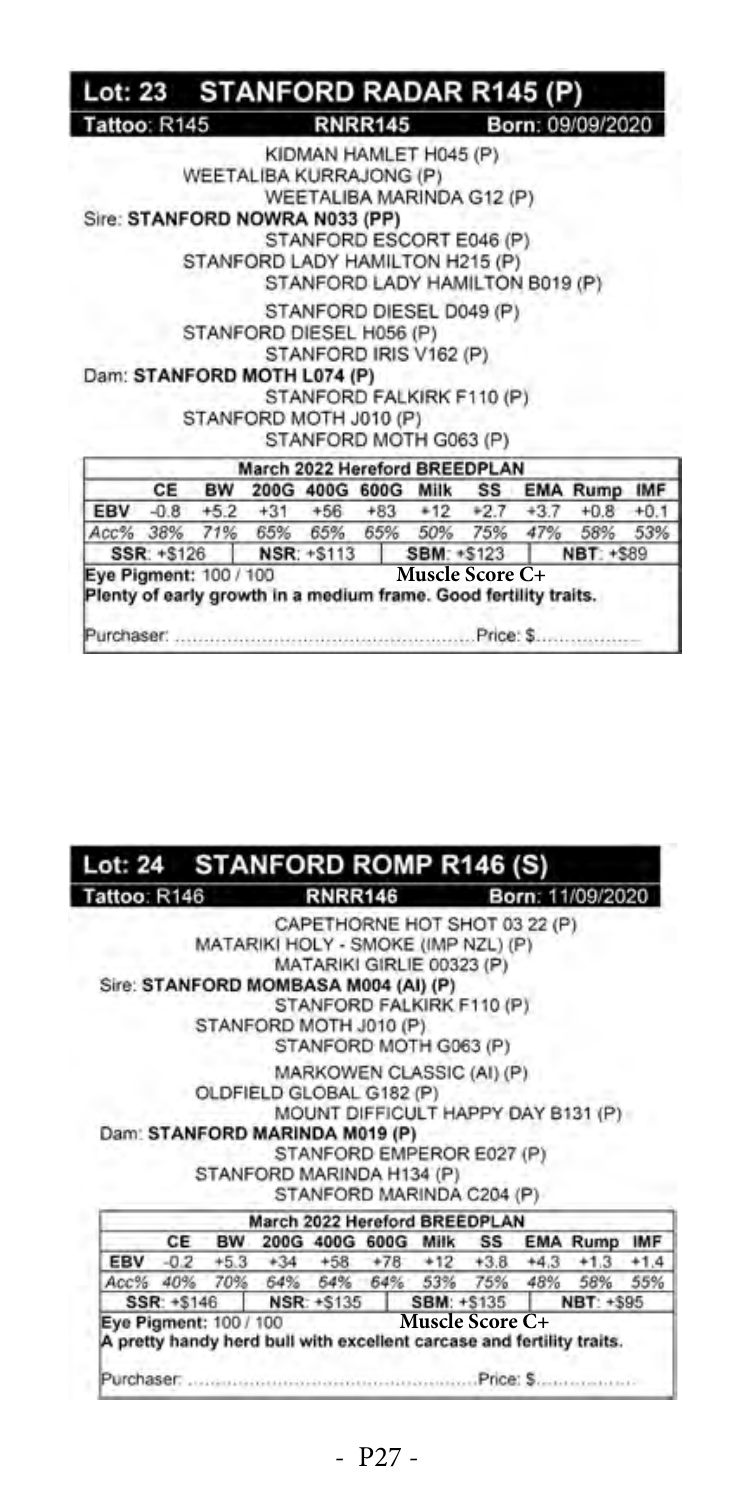## Lot: 23 STANFORD RADAR R145 (P)

**Tattoo:** R145 RNRR145 **Born:** 09/09/2020

KIDMAN HAMLET H045 (P)
WEETALIBA KURRAJONG (P)
WEETALIBA MARINDA G12 (P)
**Sire: STANFORD NOWRA N033 (PP)**
STANFORD ESCORT E046 (P)
STANFORD LADY HAMILTON H215 (P)
STANFORD LADY HAMILTON B019 (P)

STANFORD DIESEL D049 (P)
STANFORD DIESEL H056 (P)
STANFORD IRIS V162 (P)
**Dam: STANFORD MOTH L074 (P)**
STANFORD FALKIRK F110 (P)
STANFORD MOTH J010 (P)
STANFORD MOTH G063 (P)

| March 2022 Hereford BREEDPLAN | | | | | | | | | | |
|---|---|---|---|---|---|---|---|---|---|---|
| | CE | BW | 200G | 400G | 600G | Milk | SS | EMA | Rump | IMF |
| EBV | -0.8 | +5.2 | +31 | +56 | +83 | +12 | +2.7 | +3.7 | +0.8 | +0.1 |
| *Acc%* | *38%* | *71%* | *65%* | *65%* | *65%* | *50%* | *75%* | *47%* | *58%* | *53%* |

**SSR:** +$126 | **NSR:** +$113 | **SBM:** +$123 | **NBT:** +$89

**Eye Pigment:** 100 / 100 **Muscle Score C+**

**Plenty of early growth in a medium frame. Good fertility traits.**

Purchaser: .................................................. Price: $..................

## Lot: 24 STANFORD ROMP R146 (S)

**Tattoo:** R146 RNRR146 **Born:** 11/09/2020

CAPETHORNE HOT SHOT 03 22 (P)
MATARIKI HOLY - SMOKE (IMP NZL) (P)
MATARIKI GIRLIE 00323 (P)
**Sire: STANFORD MOMBASA M004 (AI) (P)**
STANFORD FALKIRK F110 (P)
STANFORD MOTH J010 (P)
STANFORD MOTH G063 (P)

MARKOWEN CLASSIC (AI) (P)
OLDFIELD GLOBAL G182 (P)
MOUNT DIFFICULT HAPPY DAY B131 (P)
**Dam: STANFORD MARINDA M019 (P)**
STANFORD EMPEROR E027 (P)
STANFORD MARINDA H134 (P)
STANFORD MARINDA C204 (P)

| March 2022 Hereford BREEDPLAN | | | | | | | | | | |
|---|---|---|---|---|---|---|---|---|---|---|
| | CE | BW | 200G | 400G | 600G | Milk | SS | EMA | Rump | IMF |
| EBV | -0.2 | +5.3 | +34 | +58 | +78 | +12 | +3.8 | +4.3 | +1.3 | +1.4 |
| *Acc%* | *40%* | *70%* | *64%* | *64%* | *64%* | *53%* | *75%* | *48%* | *58%* | *55%* |

**SSR:** +$146 | **NSR:** +$135 | **SBM:** +$135 | **NBT:** +$95

**Eye Pigment:** 100 / 100 **Muscle Score C+**

**A pretty handy herd bull with excellent carcase and fertility traits.**

Purchaser: .................................................. Price: $..................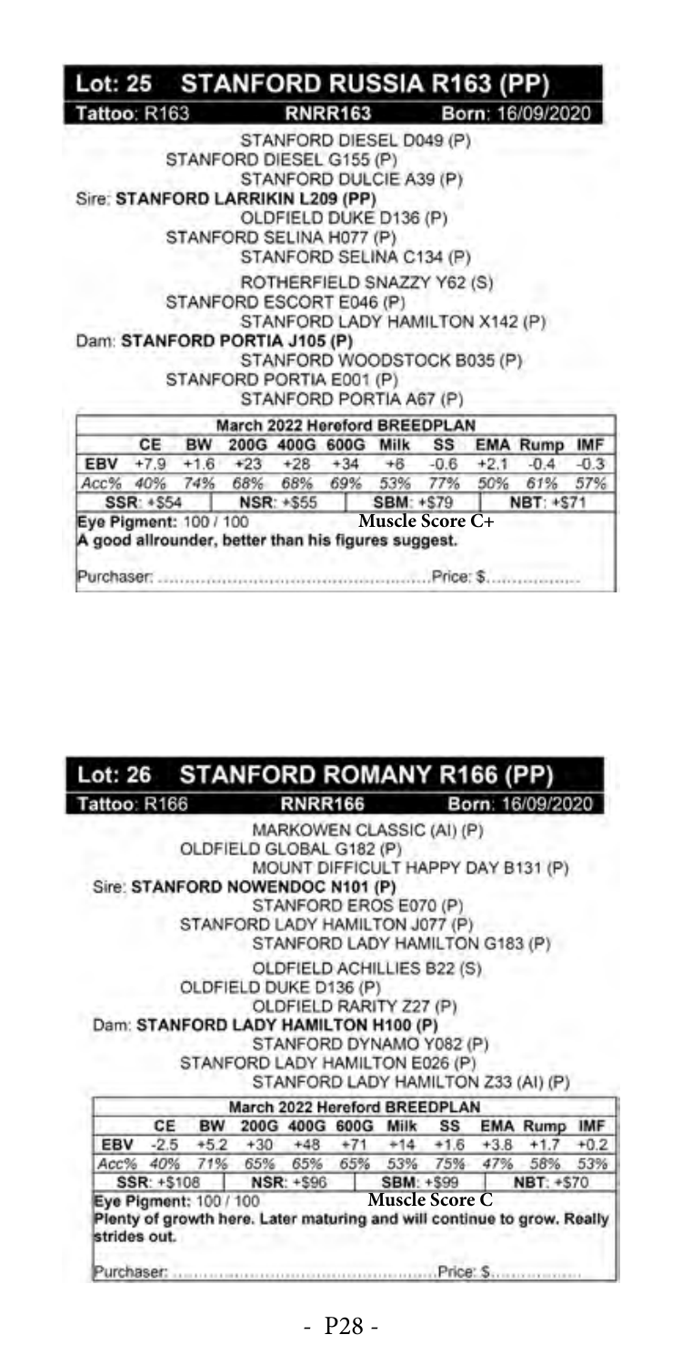## Lot: 25 STANFORD RUSSIA R163 (PP)

**Tattoo**: R163 RNRR163 **Born**: 16/09/2020

STANFORD DIESEL D049 (P)
STANFORD DIESEL G155 (P)
STANFORD DULCIE A39 (P)
Sire: **STANFORD LARRIKIN L209 (PP)**
OLDFIELD DUKE D136 (P)
STANFORD SELINA H077 (P)
STANFORD SELINA C134 (P)

ROTHERFIELD SNAZZY Y62 (S)
STANFORD ESCORT E046 (P)
STANFORD LADY HAMILTON X142 (P)
Dam: **STANFORD PORTIA J105 (P)**
STANFORD WOODSTOCK B035 (P)
STANFORD PORTIA E001 (P)
STANFORD PORTIA A67 (P)

| March 2022 Hereford BREEDPLAN | | | | | | | | | | |
|---|---|---|---|---|---|---|---|---|---|---|
| | CE | BW | 200G | 400G | 600G | Milk | SS | EMA | Rump | IMF |
| EBV | +7.9 | +1.6 | +23 | +28 | +34 | +6 | -0.6 | +2.1 | -0.4 | -0.3 |
| Acc% | 40% | 74% | 68% | 68% | 69% | 53% | 77% | 50% | 61% | 57% |
| SSR: +$54 | | | NSR: +$55 | | | SBM: +$79 | | | NBT: +$71 | |

**Eye Pigment**: 100 / 100 **Muscle Score C+**

**A good allrounder, better than his figures suggest.**

Purchaser: .................................................. Price: $..................

## Lot: 26 STANFORD ROMANY R166 (PP)

**Tattoo**: R166 RNRR166 **Born**: 16/09/2020

MARKOWEN CLASSIC (AI) (P)
OLDFIELD GLOBAL G182 (P)
MOUNT DIFFICULT HAPPY DAY B131 (P)
Sire: **STANFORD NOWENDOC N101 (P)**
STANFORD EROS E070 (P)
STANFORD LADY HAMILTON J077 (P)
STANFORD LADY HAMILTON G183 (P)

OLDFIELD ACHILLIES B22 (S)
OLDFIELD DUKE D136 (P)
OLDFIELD RARITY Z27 (P)
Dam: **STANFORD LADY HAMILTON H100 (P)**
STANFORD DYNAMO Y082 (P)
STANFORD LADY HAMILTON E026 (P)
STANFORD LADY HAMILTON Z33 (AI) (P)

| March 2022 Hereford BREEDPLAN | | | | | | | | | | |
|---|---|---|---|---|---|---|---|---|---|---|
| | CE | BW | 200G | 400G | 600G | Milk | SS | EMA | Rump | IMF |
| EBV | -2.5 | +5.2 | +30 | +48 | +71 | +14 | +1.6 | +3.8 | +1.7 | +0.2 |
| Acc% | 40% | 71% | 65% | 65% | 65% | 53% | 75% | 47% | 58% | 53% |
| SSR: +$108 | | | NSR: +$96 | | | SBM: +$99 | | | NBT: +$70 | |

**Eye Pigment**: 100 / 100 **Muscle Score C**

**Plenty of growth here. Later maturing and will continue to grow. Really strides out.**

Purchaser: .................................................. Price: $..................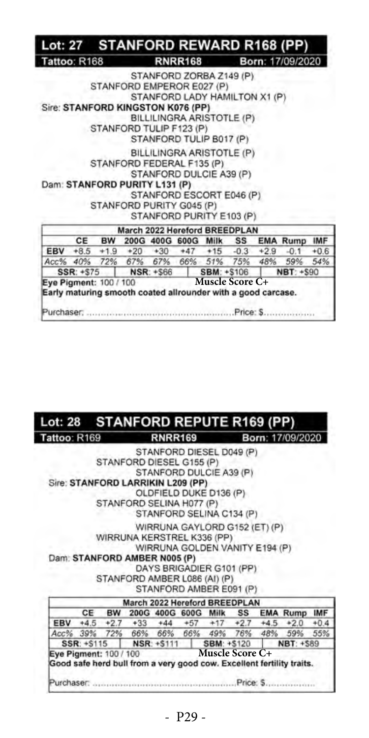## Lot: 27 STANFORD REWARD R168 (PP)

**Tattoo**: R168 RNRR168 **Born**: 17/09/2020

STANFORD ZORBA Z149 (P)
STANFORD EMPEROR E027 (P)
STANFORD LADY HAMILTON X1 (P)
Sire: **STANFORD KINGSTON K076 (PP)**
BILLILINGRA ARISTOTLE (P)
STANFORD TULIP F123 (P)
STANFORD TULIP B017 (P)
BILLILINGRA ARISTOTLE (P)
STANFORD FEDERAL F135 (P)
STANFORD DULCIE A39 (P)
Dam: **STANFORD PURITY L131 (P)**
STANFORD ESCORT E046 (P)
STANFORD PURITY G045 (P)
STANFORD PURITY E103 (P)

| March 2022 Hereford BREEDPLAN | | | | | | | | | | |
|---|---|---|---|---|---|---|---|---|---|---|
| | CE | BW | 200G | 400G | 600G | Milk | SS | EMA | Rump | IMF |
| EBV | +8.5 | +1.9 | +20 | +30 | +47 | +15 | -0.3 | +2.9 | -0.1 | +0.6 |
| Acc% | 40% | 72% | 67% | 67% | 66% | 51% | 75% | 48% | 59% | 54% |

**SSR**: +$75 | **NSR**: +$66 | **SBM**: +$106 | **NBT**: +$90

**Eye Pigment**: 100 / 100 **Muscle Score C+**

**Early maturing smooth coated allrounder with a good carcase.**

Purchaser: ................................................Price: $..................

## Lot: 28 STANFORD REPUTE R169 (PP)

**Tattoo**: R169 RNRR169 **Born**: 17/09/2020

STANFORD DIESEL D049 (P)
STANFORD DIESEL G155 (P)
STANFORD DULCIE A39 (P)
Sire: **STANFORD LARRIKIN L209 (PP)**
OLDFIELD DUKE D136 (P)
STANFORD SELINA H077 (P)
STANFORD SELINA C134 (P)
WIRRUNA GAYLORD G152 (ET) (P)
WIRRUNA KERSTREL K336 (PP)
WIRRUNA GOLDEN VANITY E194 (P)
Dam: **STANFORD AMBER N005 (P)**
DAYS BRIGADIER G101 (PP)
STANFORD AMBER L086 (AI) (P)
STANFORD AMBER E091 (P)

| March 2022 Hereford BREEDPLAN | | | | | | | | | | |
|---|---|---|---|---|---|---|---|---|---|---|
| | CE | BW | 200G | 400G | 600G | Milk | SS | EMA | Rump | IMF |
| EBV | +4.5 | +2.7 | +33 | +44 | +57 | +17 | +2.7 | +4.5 | +2.0 | +0.4 |
| Acc% | 39% | 72% | 66% | 66% | 66% | 49% | 76% | 48% | 59% | 55% |

**SSR**: +$115 | **NSR**: +$111 | **SBM**: +$120 | **NBT**: +$89

**Eye Pigment**: 100 / 100 **Muscle Score C+**

**Good safe herd bull from a very good cow. Excellent fertility traits.**

Purchaser: ................................................Price: $..................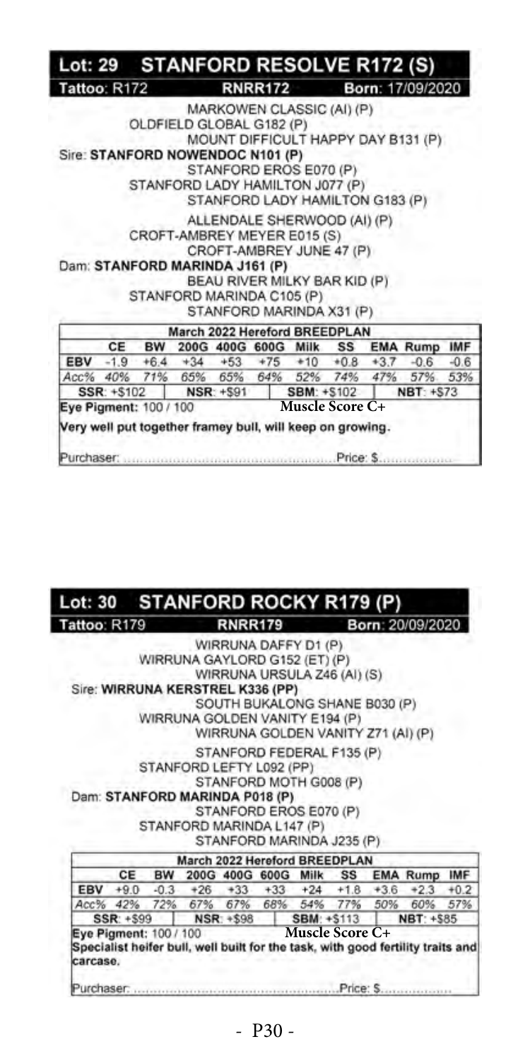## Lot: 29 STANFORD RESOLVE R172 (S)

**Tattoo:** R172 **RNRR172** **Born:** 17/09/2020

MARKOWEN CLASSIC (AI) (P)
OLDFIELD GLOBAL G182 (P)
MOUNT DIFFICULT HAPPY DAY B131 (P)
Sire: **STANFORD NOWENDOC N101 (P)**
STANFORD EROS E070 (P)
STANFORD LADY HAMILTON J077 (P)
STANFORD LADY HAMILTON G183 (P)

ALLENDALE SHERWOOD (AI) (P)
CROFT-AMBREY MEYER E015 (S)
CROFT-AMBREY JUNE 47 (P)
Dam: **STANFORD MARINDA J161 (P)**
BEAU RIVER MILKY BAR KID (P)
STANFORD MARINDA C105 (P)
STANFORD MARINDA X31 (P)

| March 2022 Hereford BREEDPLAN | | | | | | | | | | |
|---|---|---|---|---|---|---|---|---|---|---|
| | CE | BW | 200G | 400G | 600G | Milk | SS | EMA | Rump | IMF |
| EBV | -1.9 | +6.4 | +34 | +53 | +75 | +10 | +0.8 | +3.7 | -0.6 | -0.6 |
| Acc% | 40% | 71% | 65% | 65% | 64% | 52% | 74% | 47% | 57% | 53% |

| SSR: +$102 | NSR: +$91 | SBM: +$102 | NBT: +$73 |
|---|---|---|---|

Eye Pigment: 100 / 100 Muscle Score C+

Very well put together framey bull, will keep on growing.

Purchaser: ................................................ Price: $..................

## Lot: 30 STANFORD ROCKY R179 (P)

**Tattoo:** R179 **RNRR179** **Born:** 20/09/2020

WIRRUNA DAFFY D1 (P)
WIRRUNA GAYLORD G152 (ET) (P)
WIRRUNA URSULA Z46 (AI) (S)
Sire: **WIRRUNA KERSTREL K336 (PP)**
SOUTH BUKALONG SHANE B030 (P)
WIRRUNA GOLDEN VANITY E194 (P)
WIRRUNA GOLDEN VANITY Z71 (AI) (P)

STANFORD FEDERAL F135 (P)
STANFORD LEFTY L092 (PP)
STANFORD MOTH G008 (P)
Dam: **STANFORD MARINDA P018 (P)**
STANFORD EROS E070 (P)
STANFORD MARINDA L147 (P)
STANFORD MARINDA J235 (P)

| March 2022 Hereford BREEDPLAN | | | | | | | | | | |
|---|---|---|---|---|---|---|---|---|---|---|
| | CE | BW | 200G | 400G | 600G | Milk | SS | EMA | Rump | IMF |
| EBV | +9.0 | -0.3 | +26 | +33 | +33 | +24 | +1.8 | +3.6 | +2.3 | +0.2 |
| Acc% | 42% | 72% | 67% | 67% | 68% | 54% | 77% | 50% | 60% | 57% |

| SSR: +$99 | NSR: +$98 | SBM: +$113 | NBT: +$85 |
|---|---|---|---|

Eye Pigment: 100 / 100 Muscle Score C+

Specialist heifer bull, well built for the task, with good fertility traits and carcase.

Purchaser: ................................................ Price: $..................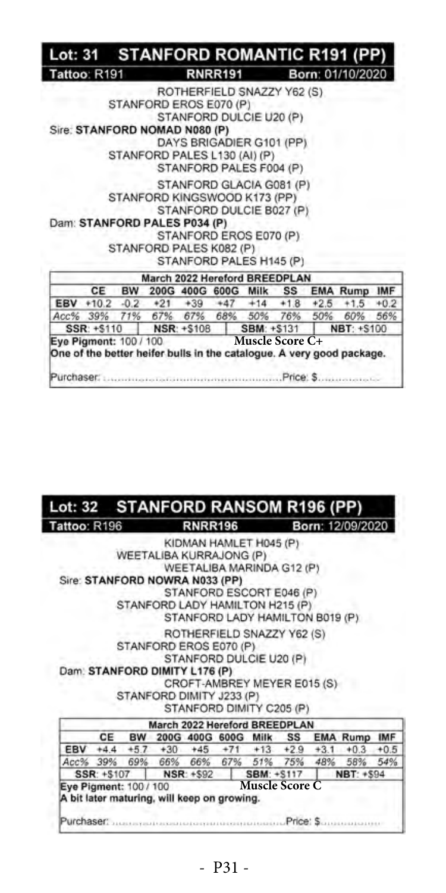## Lot: 31 STANFORD ROMANTIC R191 (PP)

**Tattoo**: R191 **RNRR191** **Born**: 01/10/2020

ROTHERFIELD SNAZZY Y62 (S)
STANFORD EROS E070 (P)
STANFORD DULCIE U20 (P)
Sire: **STANFORD NOMAD N080 (P)**
DAYS BRIGADIER G101 (PP)
STANFORD PALES L130 (AI) (P)
STANFORD PALES F004 (P)
STANFORD GLACIA G081 (P)
STANFORD KINGSWOOD K173 (PP)
STANFORD DULCIE B027 (P)
Dam: **STANFORD PALES P034 (P)**
STANFORD EROS E070 (P)
STANFORD PALES K082 (P)
STANFORD PALES H145 (P)

| March 2022 Hereford BREEDPLAN | | | | | | | | | | |
|---|---|---|---|---|---|---|---|---|---|---|
| | CE | BW | 200G | 400G | 600G | Milk | SS | EMA | Rump | IMF |
| EBV | +10.2 | -0.2 | +21 | +39 | +47 | +14 | +1.8 | +2.5 | +1.5 | +0.2 |
| *Acc%* | *39%* | *71%* | *67%* | *67%* | *68%* | *50%* | *76%* | *50%* | *60%* | *56%* |

| SSR: +$110 | NSR: +$108 | SBM: +$131 | NBT: +$100 |
|---|---|---|---|

**Eye Pigment**: 100 / 100 **Muscle Score C+**

**One of the better heifer bulls in the catalogue. A very good package.**

Purchaser: ........................................................Price: $....................

## Lot: 32 STANFORD RANSOM R196 (PP)

**Tattoo**: R196 **RNRR196** **Born**: 12/09/2020

KIDMAN HAMLET H045 (P)
WEETALIBA KURRAJONG (P)
WEETALIBA MARINDA G12 (P)
Sire: **STANFORD NOWRA N033 (PP)**
STANFORD ESCORT E046 (P)
STANFORD LADY HAMILTON H215 (P)
STANFORD LADY HAMILTON B019 (P)
ROTHERFIELD SNAZZY Y62 (S)
STANFORD EROS E070 (P)
STANFORD DULCIE U20 (P)
Dam: **STANFORD DIMITY L176 (P)**
CROFT-AMBREY MEYER E015 (S)
STANFORD DIMITY J233 (P)
STANFORD DIMITY C205 (P)

| March 2022 Hereford BREEDPLAN | | | | | | | | | | |
|---|---|---|---|---|---|---|---|---|---|---|
| | CE | BW | 200G | 400G | 600G | Milk | SS | EMA | Rump | IMF |
| EBV | +4.4 | +5.7 | +30 | +45 | +71 | +13 | +2.9 | +3.1 | +0.3 | +0.5 |
| *Acc%* | *39%* | *69%* | *66%* | *66%* | *67%* | *51%* | *75%* | *48%* | *58%* | *54%* |

| SSR: +$107 | NSR: +$92 | SBM: +$117 | NBT: +$94 |
|---|---|---|---|

**Eye Pigment**: 100 / 100 **Muscle Score C**

**A bit later maturing, will keep on growing.**

Purchaser: ........................................................Price: $....................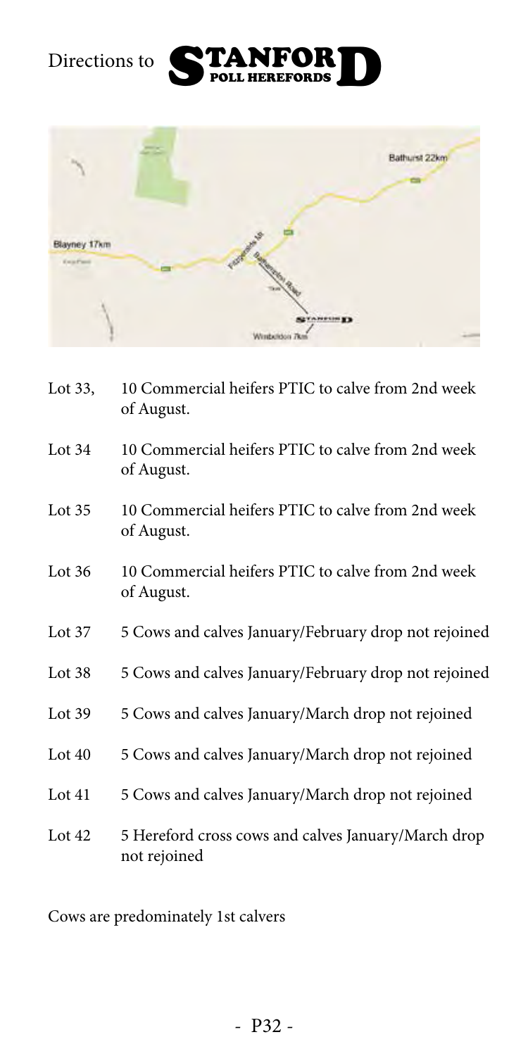# Directions to STANFORD POLL HEREFORDS

Lot 33, 10 Commercial heifers PTIC to calve from 2nd week of August.

Lot 34 10 Commercial heifers PTIC to calve from 2nd week of August.

Lot 35 10 Commercial heifers PTIC to calve from 2nd week of August.

Lot 36 10 Commercial heifers PTIC to calve from 2nd week of August.

Lot 37 5 Cows and calves January/February drop not rejoined

Lot 38 5 Cows and calves January/February drop not rejoined

Lot 39 5 Cows and calves January/March drop not rejoined

Lot 40 5 Cows and calves January/March drop not rejoined

Lot 41 5 Cows and calves January/March drop not rejoined

Lot 42 5 Hereford cross cows and calves January/March drop not rejoined

Cows are predominately 1st calvers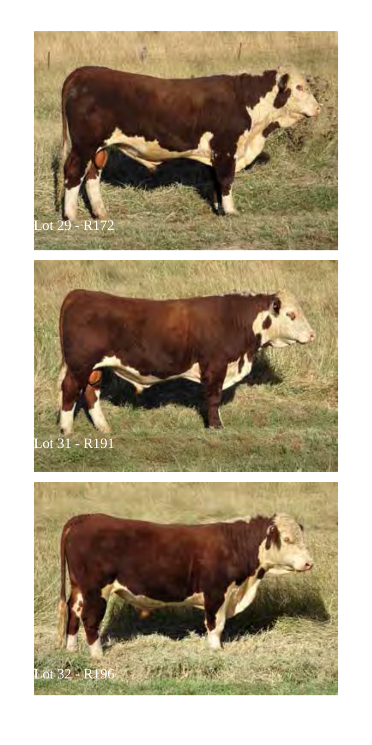Lot 29 - R172

Lot 31 - R191

Lot 32 - R196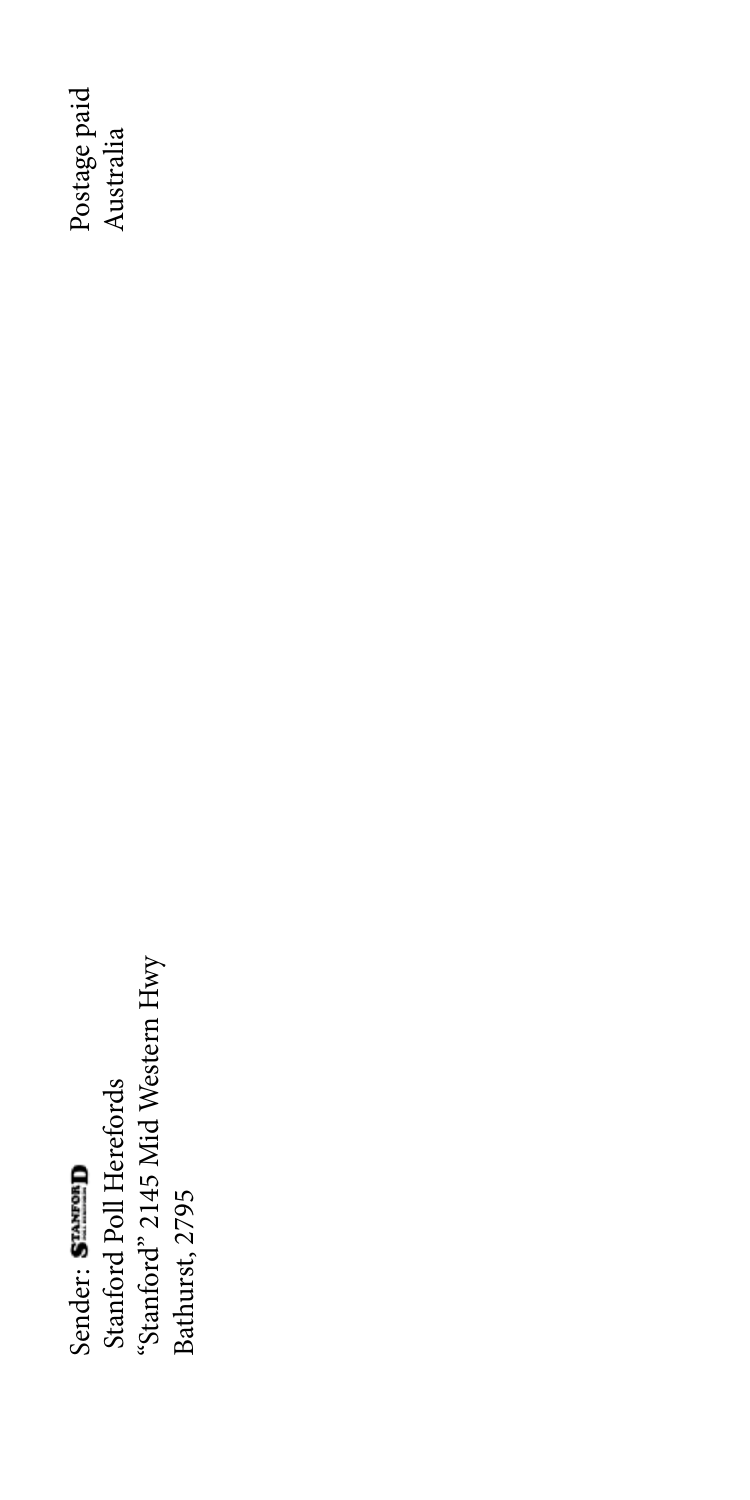Postage paid
Australia

Sender: STANFORD
Stanford Poll Herefords
"Stanford" 2145 Mid Western Hwy
Bathurst, 2795